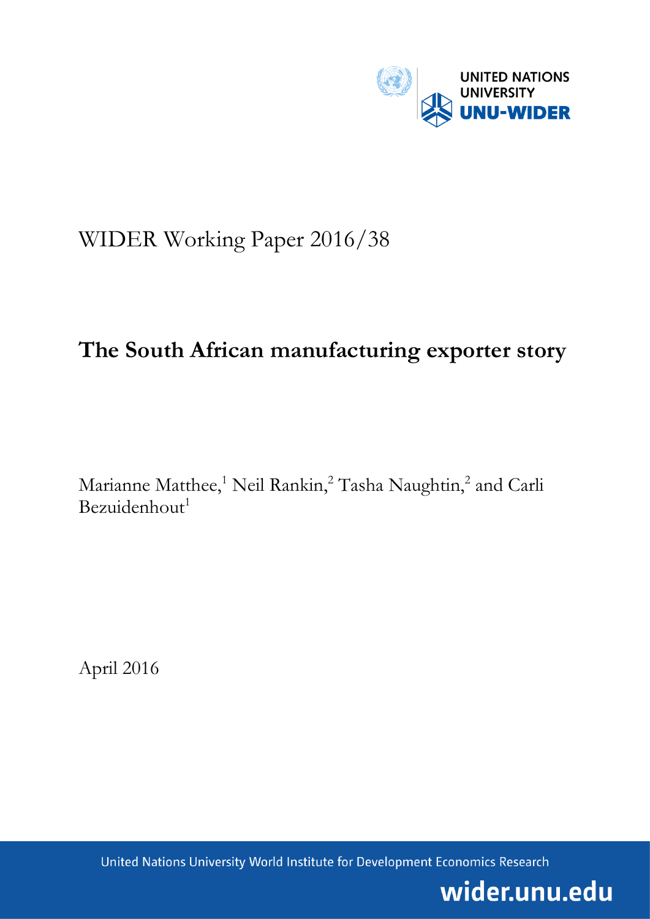UNITED NATIONS UNIVERSITY

UNU-WIDER

WIDER Working Paper 2016/38

# The South African manufacturing exporter story

Marianne Matthee,[1] Neil Rankin,[2] Tasha Naughtin,[2] and Carli Bezuidenhout[1]

April 2016

United Nations University World Institute for Development Economics Research

wider.unu.edu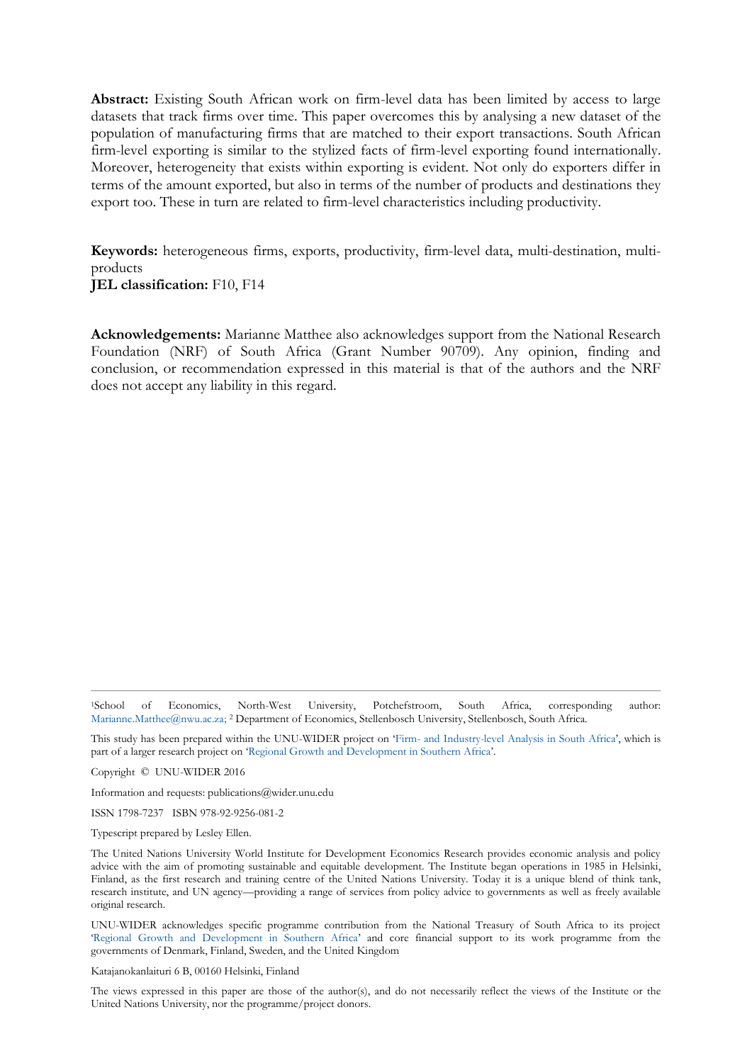**Abstract:** Existing South African work on firm-level data has been limited by access to large datasets that track firms over time. This paper overcomes this by analysing a new dataset of the population of manufacturing firms that are matched to their export transactions. South African firm-level exporting is similar to the stylized facts of firm-level exporting found internationally. Moreover, heterogeneity that exists within exporting is evident. Not only do exporters differ in terms of the amount exported, but also in terms of the number of products and destinations they export too. These in turn are related to firm-level characteristics including productivity.

**Keywords:** heterogeneous firms, exports, productivity, firm-level data, multi-destination, multi-products

**JEL classification:** F10, F14

**Acknowledgements:** Marianne Matthee also acknowledges support from the National Research Foundation (NRF) of South Africa (Grant Number 90709). Any opinion, finding and conclusion, or recommendation expressed in this material is that of the authors and the NRF does not accept any liability in this regard.

---

[1]School of Economics, North-West University, Potchefstroom, South Africa, corresponding author: Marianne.Matthee@nwu.ac.za; [2] Department of Economics, Stellenbosch University, Stellenbosch, South Africa.

This study has been prepared within the UNU-WIDER project on 'Firm- and Industry-level Analysis in South Africa', which is part of a larger research project on 'Regional Growth and Development in Southern Africa'.

Copyright © UNU-WIDER 2016

Information and requests: publications@wider.unu.edu

ISSN 1798-7237 ISBN 978-92-9256-081-2

Typescript prepared by Lesley Ellen.

The United Nations University World Institute for Development Economics Research provides economic analysis and policy advice with the aim of promoting sustainable and equitable development. The Institute began operations in 1985 in Helsinki, Finland, as the first research and training centre of the United Nations University. Today it is a unique blend of think tank, research institute, and UN agency—providing a range of services from policy advice to governments as well as freely available original research.

UNU-WIDER acknowledges specific programme contribution from the National Treasury of South Africa to its project 'Regional Growth and Development in Southern Africa' and core financial support to its work programme from the governments of Denmark, Finland, Sweden, and the United Kingdom

Katajanokanlaituri 6 B, 00160 Helsinki, Finland

The views expressed in this paper are those of the author(s), and do not necessarily reflect the views of the Institute or the United Nations University, nor the programme/project donors.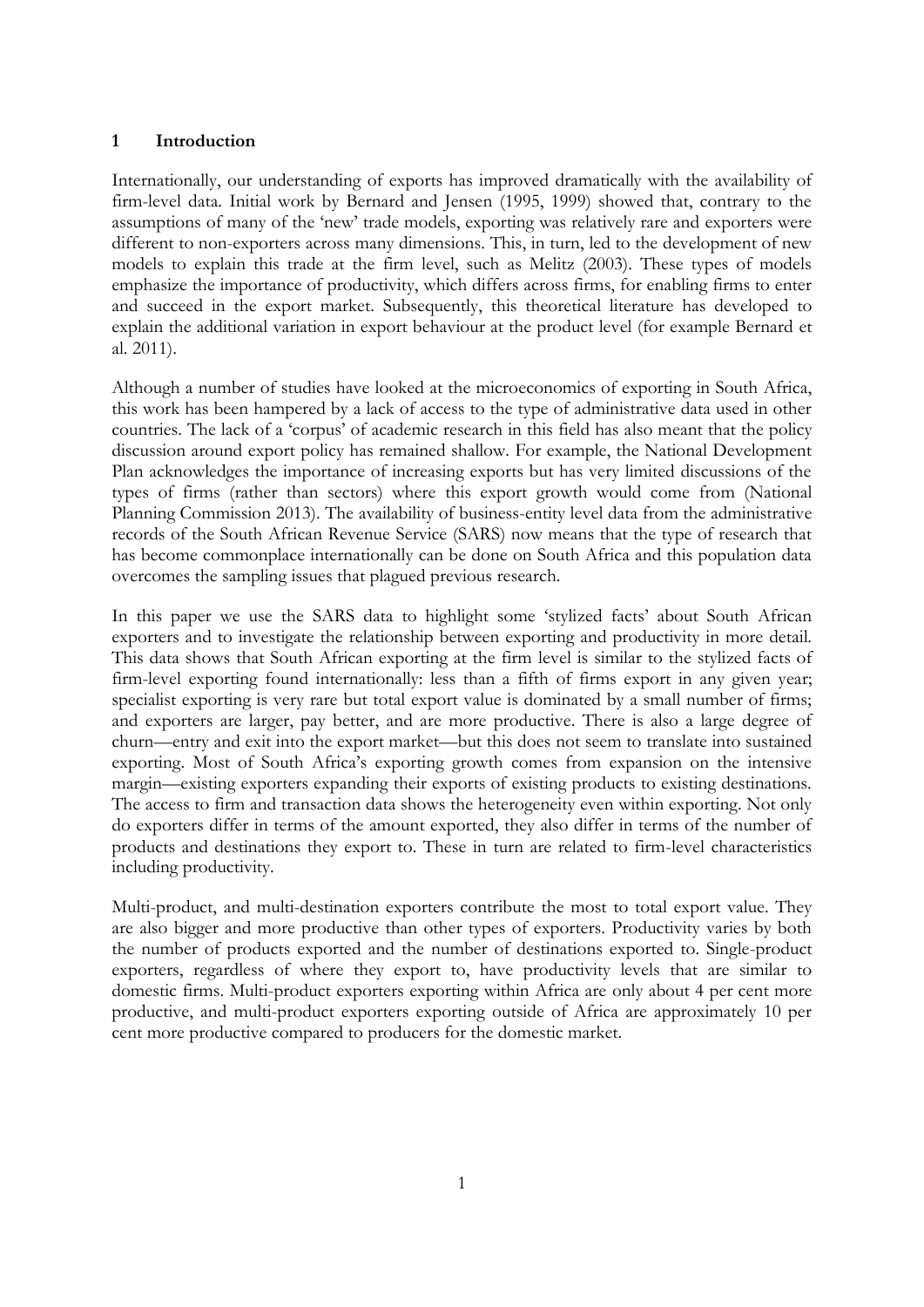# 1 Introduction

Internationally, our understanding of exports has improved dramatically with the availability of firm-level data. Initial work by Bernard and Jensen (1995, 1999) showed that, contrary to the assumptions of many of the 'new' trade models, exporting was relatively rare and exporters were different to non-exporters across many dimensions. This, in turn, led to the development of new models to explain this trade at the firm level, such as Melitz (2003). These types of models emphasize the importance of productivity, which differs across firms, for enabling firms to enter and succeed in the export market. Subsequently, this theoretical literature has developed to explain the additional variation in export behaviour at the product level (for example Bernard et al. 2011).

Although a number of studies have looked at the microeconomics of exporting in South Africa, this work has been hampered by a lack of access to the type of administrative data used in other countries. The lack of a 'corpus' of academic research in this field has also meant that the policy discussion around export policy has remained shallow. For example, the National Development Plan acknowledges the importance of increasing exports but has very limited discussions of the types of firms (rather than sectors) where this export growth would come from (National Planning Commission 2013). The availability of business-entity level data from the administrative records of the South African Revenue Service (SARS) now means that the type of research that has become commonplace internationally can be done on South Africa and this population data overcomes the sampling issues that plagued previous research.

In this paper we use the SARS data to highlight some 'stylized facts' about South African exporters and to investigate the relationship between exporting and productivity in more detail. This data shows that South African exporting at the firm level is similar to the stylized facts of firm-level exporting found internationally: less than a fifth of firms export in any given year; specialist exporting is very rare but total export value is dominated by a small number of firms; and exporters are larger, pay better, and are more productive. There is also a large degree of churn—entry and exit into the export market—but this does not seem to translate into sustained exporting. Most of South Africa's exporting growth comes from expansion on the intensive margin—existing exporters expanding their exports of existing products to existing destinations. The access to firm and transaction data shows the heterogeneity even within exporting. Not only do exporters differ in terms of the amount exported, they also differ in terms of the number of products and destinations they export to. These in turn are related to firm-level characteristics including productivity.

Multi-product, and multi-destination exporters contribute the most to total export value. They are also bigger and more productive than other types of exporters. Productivity varies by both the number of products exported and the number of destinations exported to. Single-product exporters, regardless of where they export to, have productivity levels that are similar to domestic firms. Multi-product exporters exporting within Africa are only about 4 per cent more productive, and multi-product exporters exporting outside of Africa are approximately 10 per cent more productive compared to producers for the domestic market.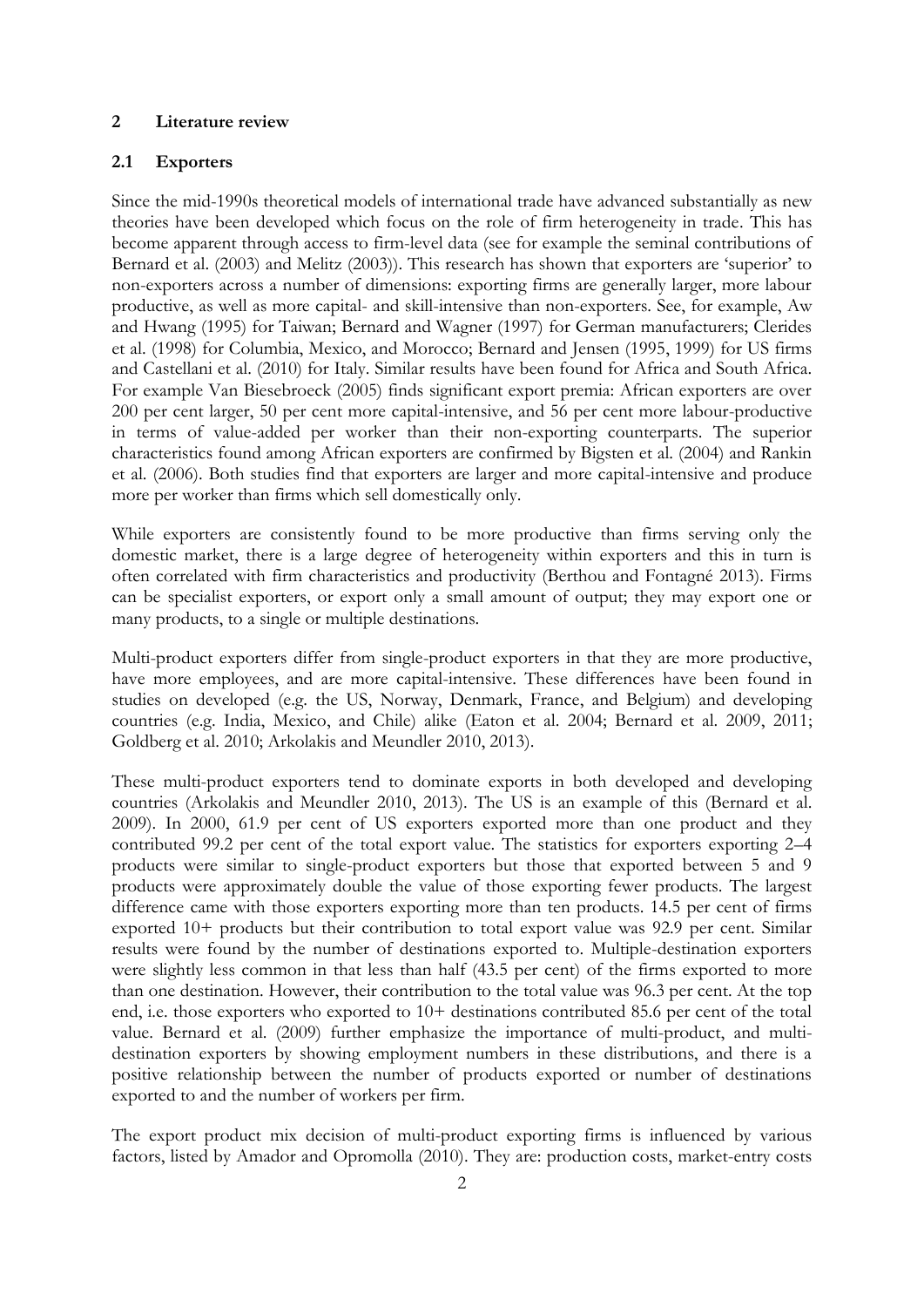## 2 Literature review

### 2.1 Exporters

Since the mid-1990s theoretical models of international trade have advanced substantially as new theories have been developed which focus on the role of firm heterogeneity in trade. This has become apparent through access to firm-level data (see for example the seminal contributions of Bernard et al. (2003) and Melitz (2003)). This research has shown that exporters are 'superior' to non-exporters across a number of dimensions: exporting firms are generally larger, more labour productive, as well as more capital- and skill-intensive than non-exporters. See, for example, Aw and Hwang (1995) for Taiwan; Bernard and Wagner (1997) for German manufacturers; Clerides et al. (1998) for Columbia, Mexico, and Morocco; Bernard and Jensen (1995, 1999) for US firms and Castellani et al. (2010) for Italy. Similar results have been found for Africa and South Africa. For example Van Biesebroeck (2005) finds significant export premia: African exporters are over 200 per cent larger, 50 per cent more capital-intensive, and 56 per cent more labour-productive in terms of value-added per worker than their non-exporting counterparts. The superior characteristics found among African exporters are confirmed by Bigsten et al. (2004) and Rankin et al. (2006). Both studies find that exporters are larger and more capital-intensive and produce more per worker than firms which sell domestically only.

While exporters are consistently found to be more productive than firms serving only the domestic market, there is a large degree of heterogeneity within exporters and this in turn is often correlated with firm characteristics and productivity (Berthou and Fontagné 2013). Firms can be specialist exporters, or export only a small amount of output; they may export one or many products, to a single or multiple destinations.

Multi-product exporters differ from single-product exporters in that they are more productive, have more employees, and are more capital-intensive. These differences have been found in studies on developed (e.g. the US, Norway, Denmark, France, and Belgium) and developing countries (e.g. India, Mexico, and Chile) alike (Eaton et al. 2004; Bernard et al. 2009, 2011; Goldberg et al. 2010; Arkolakis and Meundler 2010, 2013).

These multi-product exporters tend to dominate exports in both developed and developing countries (Arkolakis and Meundler 2010, 2013). The US is an example of this (Bernard et al. 2009). In 2000, 61.9 per cent of US exporters exported more than one product and they contributed 99.2 per cent of the total export value. The statistics for exporters exporting 2–4 products were similar to single-product exporters but those that exported between 5 and 9 products were approximately double the value of those exporting fewer products. The largest difference came with those exporters exporting more than ten products. 14.5 per cent of firms exported 10+ products but their contribution to total export value was 92.9 per cent. Similar results were found by the number of destinations exported to. Multiple-destination exporters were slightly less common in that less than half (43.5 per cent) of the firms exported to more than one destination. However, their contribution to the total value was 96.3 per cent. At the top end, i.e. those exporters who exported to 10+ destinations contributed 85.6 per cent of the total value. Bernard et al. (2009) further emphasize the importance of multi-product, and multi-destination exporters by showing employment numbers in these distributions, and there is a positive relationship between the number of products exported or number of destinations exported to and the number of workers per firm.

The export product mix decision of multi-product exporting firms is influenced by various factors, listed by Amador and Opromolla (2010). They are: production costs, market-entry costs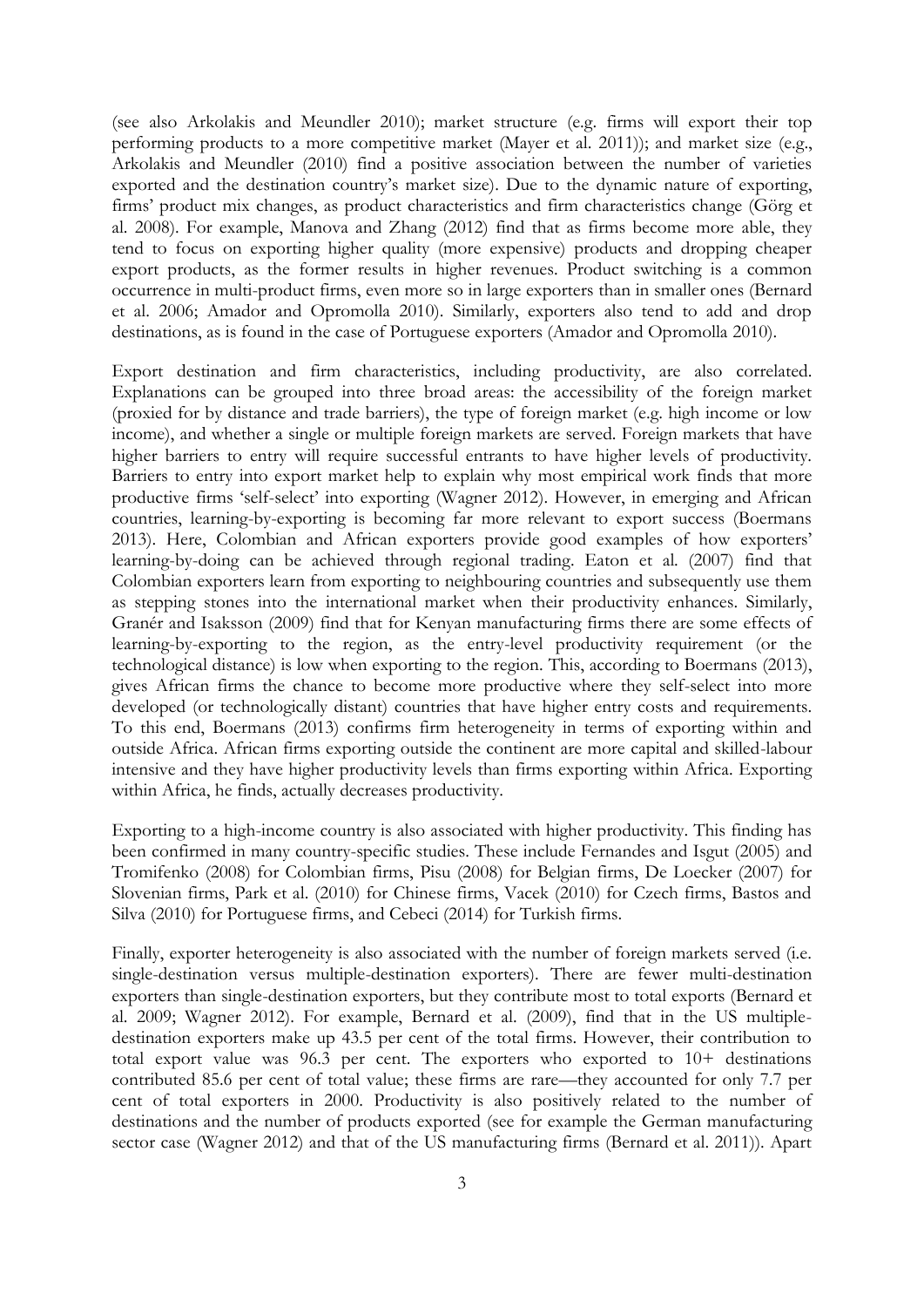(see also Arkolakis and Meundler 2010); market structure (e.g. firms will export their top performing products to a more competitive market (Mayer et al. 2011)); and market size (e.g., Arkolakis and Meundler (2010) find a positive association between the number of varieties exported and the destination country's market size). Due to the dynamic nature of exporting, firms' product mix changes, as product characteristics and firm characteristics change (Görg et al. 2008). For example, Manova and Zhang (2012) find that as firms become more able, they tend to focus on exporting higher quality (more expensive) products and dropping cheaper export products, as the former results in higher revenues. Product switching is a common occurrence in multi-product firms, even more so in large exporters than in smaller ones (Bernard et al. 2006; Amador and Opromolla 2010). Similarly, exporters also tend to add and drop destinations, as is found in the case of Portuguese exporters (Amador and Opromolla 2010).

Export destination and firm characteristics, including productivity, are also correlated. Explanations can be grouped into three broad areas: the accessibility of the foreign market (proxied for by distance and trade barriers), the type of foreign market (e.g. high income or low income), and whether a single or multiple foreign markets are served. Foreign markets that have higher barriers to entry will require successful entrants to have higher levels of productivity. Barriers to entry into export market help to explain why most empirical work finds that more productive firms 'self-select' into exporting (Wagner 2012). However, in emerging and African countries, learning-by-exporting is becoming far more relevant to export success (Boermans 2013). Here, Colombian and African exporters provide good examples of how exporters' learning-by-doing can be achieved through regional trading. Eaton et al. (2007) find that Colombian exporters learn from exporting to neighbouring countries and subsequently use them as stepping stones into the international market when their productivity enhances. Similarly, Granér and Isaksson (2009) find that for Kenyan manufacturing firms there are some effects of learning-by-exporting to the region, as the entry-level productivity requirement (or the technological distance) is low when exporting to the region. This, according to Boermans (2013), gives African firms the chance to become more productive where they self-select into more developed (or technologically distant) countries that have higher entry costs and requirements. To this end, Boermans (2013) confirms firm heterogeneity in terms of exporting within and outside Africa. African firms exporting outside the continent are more capital and skilled-labour intensive and they have higher productivity levels than firms exporting within Africa. Exporting within Africa, he finds, actually decreases productivity.

Exporting to a high-income country is also associated with higher productivity. This finding has been confirmed in many country-specific studies. These include Fernandes and Isgut (2005) and Tromifenko (2008) for Colombian firms, Pisu (2008) for Belgian firms, De Loecker (2007) for Slovenian firms, Park et al. (2010) for Chinese firms, Vacek (2010) for Czech firms, Bastos and Silva (2010) for Portuguese firms, and Cebeci (2014) for Turkish firms.

Finally, exporter heterogeneity is also associated with the number of foreign markets served (i.e. single-destination versus multiple-destination exporters). There are fewer multi-destination exporters than single-destination exporters, but they contribute most to total exports (Bernard et al. 2009; Wagner 2012). For example, Bernard et al. (2009), find that in the US multiple-destination exporters make up 43.5 per cent of the total firms. However, their contribution to total export value was 96.3 per cent. The exporters who exported to 10+ destinations contributed 85.6 per cent of total value; these firms are rare—they accounted for only 7.7 per cent of total exporters in 2000. Productivity is also positively related to the number of destinations and the number of products exported (see for example the German manufacturing sector case (Wagner 2012) and that of the US manufacturing firms (Bernard et al. 2011)). Apart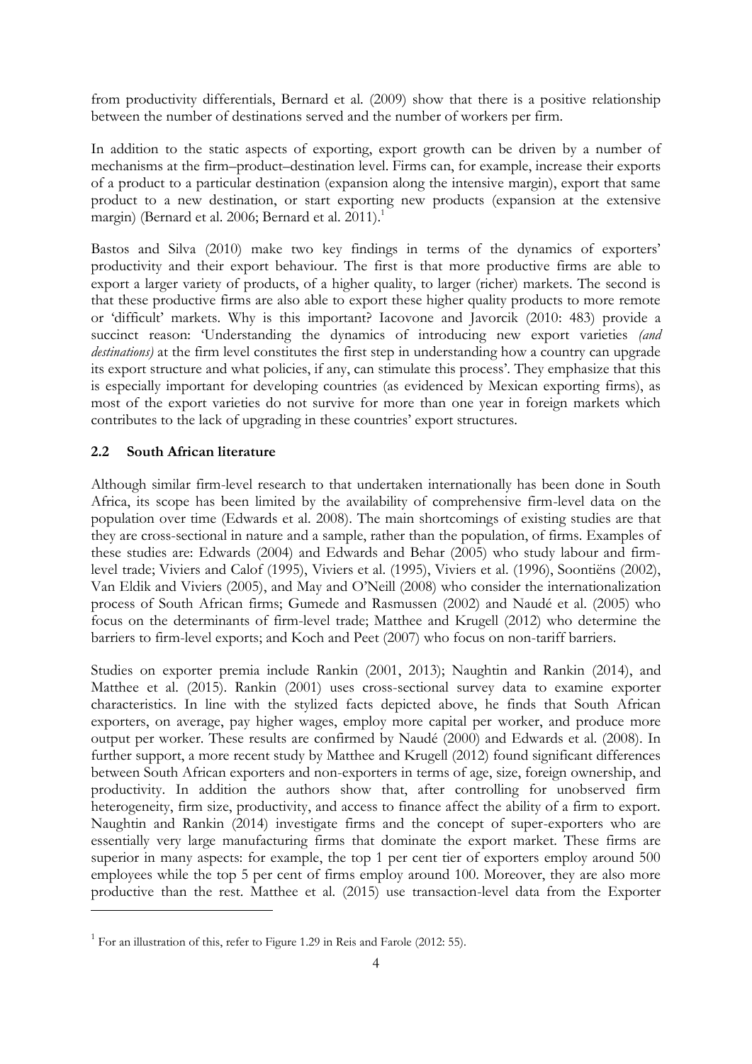from productivity differentials, Bernard et al. (2009) show that there is a positive relationship between the number of destinations served and the number of workers per firm.

In addition to the static aspects of exporting, export growth can be driven by a number of mechanisms at the firm–product–destination level. Firms can, for example, increase their exports of a product to a particular destination (expansion along the intensive margin), export that same product to a new destination, or start exporting new products (expansion at the extensive margin) (Bernard et al. 2006; Bernard et al. 2011).[1]

Bastos and Silva (2010) make two key findings in terms of the dynamics of exporters' productivity and their export behaviour. The first is that more productive firms are able to export a larger variety of products, of a higher quality, to larger (richer) markets. The second is that these productive firms are also able to export these higher quality products to more remote or 'difficult' markets. Why is this important? Iacovone and Javorcik (2010: 483) provide a succinct reason: 'Understanding the dynamics of introducing new export varieties *(and destinations)* at the firm level constitutes the first step in understanding how a country can upgrade its export structure and what policies, if any, can stimulate this process'. They emphasize that this is especially important for developing countries (as evidenced by Mexican exporting firms), as most of the export varieties do not survive for more than one year in foreign markets which contributes to the lack of upgrading in these countries' export structures.

## 2.2 South African literature

Although similar firm-level research to that undertaken internationally has been done in South Africa, its scope has been limited by the availability of comprehensive firm-level data on the population over time (Edwards et al. 2008). The main shortcomings of existing studies are that they are cross-sectional in nature and a sample, rather than the population, of firms. Examples of these studies are: Edwards (2004) and Edwards and Behar (2005) who study labour and firm-level trade; Viviers and Calof (1995), Viviers et al. (1995), Viviers et al. (1996), Soontiëns (2002), Van Eldik and Viviers (2005), and May and O'Neill (2008) who consider the internationalization process of South African firms; Gumede and Rasmussen (2002) and Naudé et al. (2005) who focus on the determinants of firm-level trade; Matthee and Krugell (2012) who determine the barriers to firm-level exports; and Koch and Peet (2007) who focus on non-tariff barriers.

Studies on exporter premia include Rankin (2001, 2013); Naughtin and Rankin (2014), and Matthee et al. (2015). Rankin (2001) uses cross-sectional survey data to examine exporter characteristics. In line with the stylized facts depicted above, he finds that South African exporters, on average, pay higher wages, employ more capital per worker, and produce more output per worker. These results are confirmed by Naudé (2000) and Edwards et al. (2008). In further support, a more recent study by Matthee and Krugell (2012) found significant differences between South African exporters and non-exporters in terms of age, size, foreign ownership, and productivity. In addition the authors show that, after controlling for unobserved firm heterogeneity, firm size, productivity, and access to finance affect the ability of a firm to export. Naughtin and Rankin (2014) investigate firms and the concept of super-exporters who are essentially very large manufacturing firms that dominate the export market. These firms are superior in many aspects: for example, the top 1 per cent tier of exporters employ around 500 employees while the top 5 per cent of firms employ around 100. Moreover, they are also more productive than the rest. Matthee et al. (2015) use transaction-level data from the Exporter

[1] For an illustration of this, refer to Figure 1.29 in Reis and Farole (2012: 55).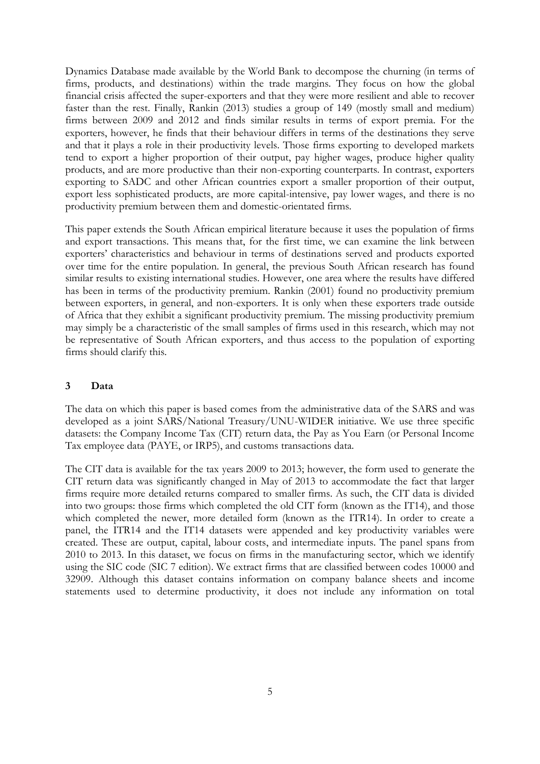Dynamics Database made available by the World Bank to decompose the churning (in terms of firms, products, and destinations) within the trade margins. They focus on how the global financial crisis affected the super-exporters and that they were more resilient and able to recover faster than the rest. Finally, Rankin (2013) studies a group of 149 (mostly small and medium) firms between 2009 and 2012 and finds similar results in terms of export premia. For the exporters, however, he finds that their behaviour differs in terms of the destinations they serve and that it plays a role in their productivity levels. Those firms exporting to developed markets tend to export a higher proportion of their output, pay higher wages, produce higher quality products, and are more productive than their non-exporting counterparts. In contrast, exporters exporting to SADC and other African countries export a smaller proportion of their output, export less sophisticated products, are more capital-intensive, pay lower wages, and there is no productivity premium between them and domestic-orientated firms.

This paper extends the South African empirical literature because it uses the population of firms and export transactions. This means that, for the first time, we can examine the link between exporters' characteristics and behaviour in terms of destinations served and products exported over time for the entire population. In general, the previous South African research has found similar results to existing international studies. However, one area where the results have differed has been in terms of the productivity premium. Rankin (2001) found no productivity premium between exporters, in general, and non-exporters. It is only when these exporters trade outside of Africa that they exhibit a significant productivity premium. The missing productivity premium may simply be a characteristic of the small samples of firms used in this research, which may not be representative of South African exporters, and thus access to the population of exporting firms should clarify this.

## 3 Data

The data on which this paper is based comes from the administrative data of the SARS and was developed as a joint SARS/National Treasury/UNU-WIDER initiative. We use three specific datasets: the Company Income Tax (CIT) return data, the Pay as You Earn (or Personal Income Tax employee data (PAYE, or IRP5), and customs transactions data.

The CIT data is available for the tax years 2009 to 2013; however, the form used to generate the CIT return data was significantly changed in May of 2013 to accommodate the fact that larger firms require more detailed returns compared to smaller firms. As such, the CIT data is divided into two groups: those firms which completed the old CIT form (known as the IT14), and those which completed the newer, more detailed form (known as the ITR14). In order to create a panel, the ITR14 and the IT14 datasets were appended and key productivity variables were created. These are output, capital, labour costs, and intermediate inputs. The panel spans from 2010 to 2013. In this dataset, we focus on firms in the manufacturing sector, which we identify using the SIC code (SIC 7 edition). We extract firms that are classified between codes 10000 and 32909. Although this dataset contains information on company balance sheets and income statements used to determine productivity, it does not include any information on total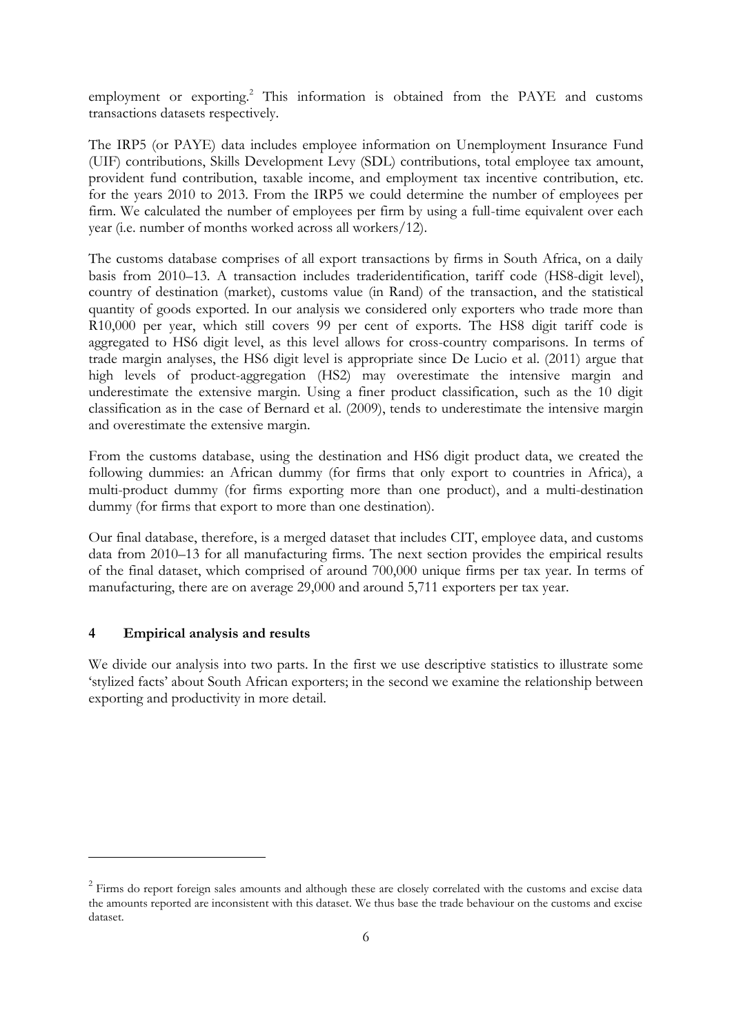employment or exporting.[2] This information is obtained from the PAYE and customs transactions datasets respectively.

The IRP5 (or PAYE) data includes employee information on Unemployment Insurance Fund (UIF) contributions, Skills Development Levy (SDL) contributions, total employee tax amount, provident fund contribution, taxable income, and employment tax incentive contribution, etc. for the years 2010 to 2013. From the IRP5 we could determine the number of employees per firm. We calculated the number of employees per firm by using a full-time equivalent over each year (i.e. number of months worked across all workers/12).

The customs database comprises of all export transactions by firms in South Africa, on a daily basis from 2010–13. A transaction includes traderidentification, tariff code (HS8-digit level), country of destination (market), customs value (in Rand) of the transaction, and the statistical quantity of goods exported. In our analysis we considered only exporters who trade more than R10,000 per year, which still covers 99 per cent of exports. The HS8 digit tariff code is aggregated to HS6 digit level, as this level allows for cross-country comparisons. In terms of trade margin analyses, the HS6 digit level is appropriate since De Lucio et al. (2011) argue that high levels of product-aggregation (HS2) may overestimate the intensive margin and underestimate the extensive margin. Using a finer product classification, such as the 10 digit classification as in the case of Bernard et al. (2009), tends to underestimate the intensive margin and overestimate the extensive margin.

From the customs database, using the destination and HS6 digit product data, we created the following dummies: an African dummy (for firms that only export to countries in Africa), a multi-product dummy (for firms exporting more than one product), and a multi-destination dummy (for firms that export to more than one destination).

Our final database, therefore, is a merged dataset that includes CIT, employee data, and customs data from 2010–13 for all manufacturing firms. The next section provides the empirical results of the final dataset, which comprised of around 700,000 unique firms per tax year. In terms of manufacturing, there are on average 29,000 and around 5,711 exporters per tax year.

## 4 Empirical analysis and results

We divide our analysis into two parts. In the first we use descriptive statistics to illustrate some 'stylized facts' about South African exporters; in the second we examine the relationship between exporting and productivity in more detail.

---

[2] Firms do report foreign sales amounts and although these are closely correlated with the customs and excise data the amounts reported are inconsistent with this dataset. We thus base the trade behaviour on the customs and excise dataset.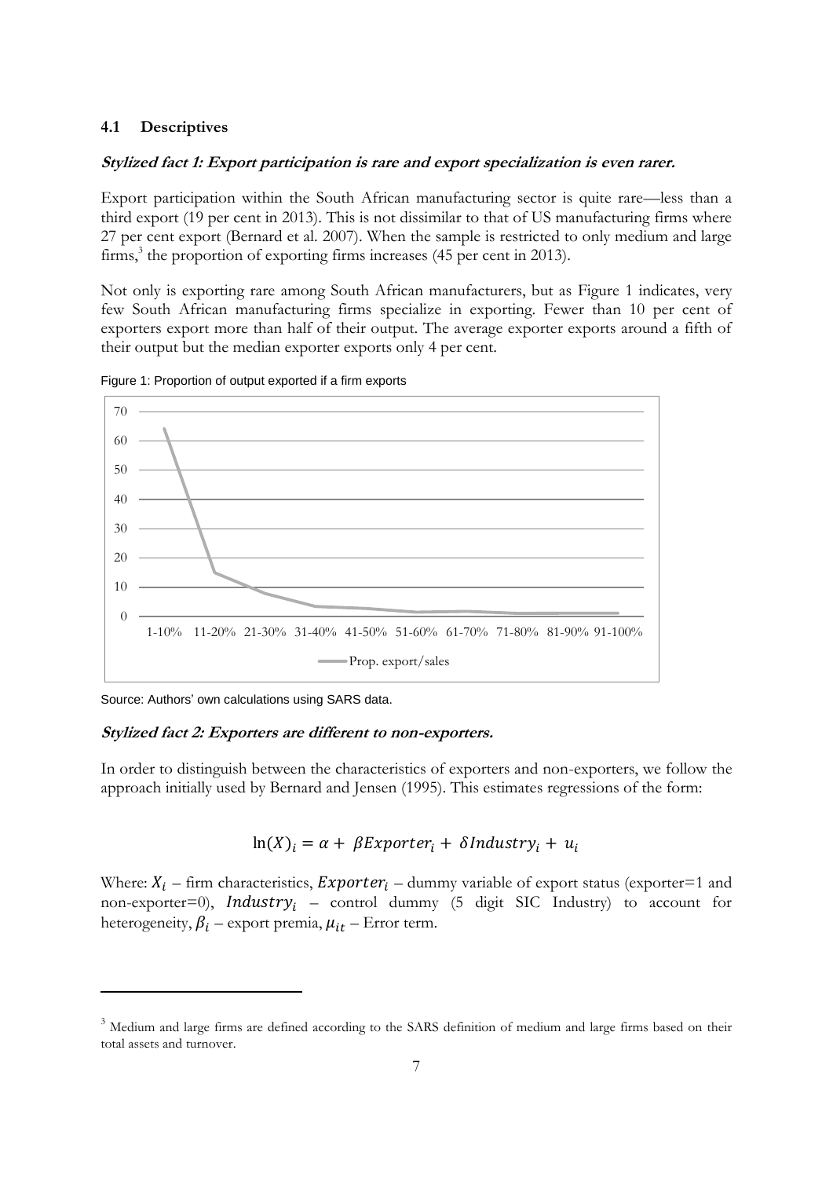### 4.1 Descriptives

***Stylized fact 1: Export participation is rare and export specialization is even rarer.***

Export participation within the South African manufacturing sector is quite rare—less than a third export (19 per cent in 2013). This is not dissimilar to that of US manufacturing firms where 27 per cent export (Bernard et al. 2007). When the sample is restricted to only medium and large firms,[3] the proportion of exporting firms increases (45 per cent in 2013).

Not only is exporting rare among South African manufacturers, but as Figure 1 indicates, very few South African manufacturing firms specialize in exporting. Fewer than 10 per cent of exporters export more than half of their output. The average exporter exports around a fifth of their output but the median exporter exports only 4 per cent.

Figure 1: Proportion of output exported if a firm exports

Source: Authors' own calculations using SARS data.

***Stylized fact 2: Exporters are different to non-exporters.***

In order to distinguish between the characteristics of exporters and non-exporters, we follow the approach initially used by Bernard and Jensen (1995). This estimates regressions of the form:

$$\ln(X)_i = \alpha + \beta Exporter_i + \delta Industry_i + u_i$$

Where: $X_i$ – firm characteristics, $Exporter_i$ – dummy variable of export status (exporter=1 and non-exporter=0), $Industry_i$ – control dummy (5 digit SIC Industry) to account for heterogeneity, $\beta_i$ – export premia, $\mu_{it}$ – Error term.

[3] Medium and large firms are defined according to the SARS definition of medium and large firms based on their total assets and turnover.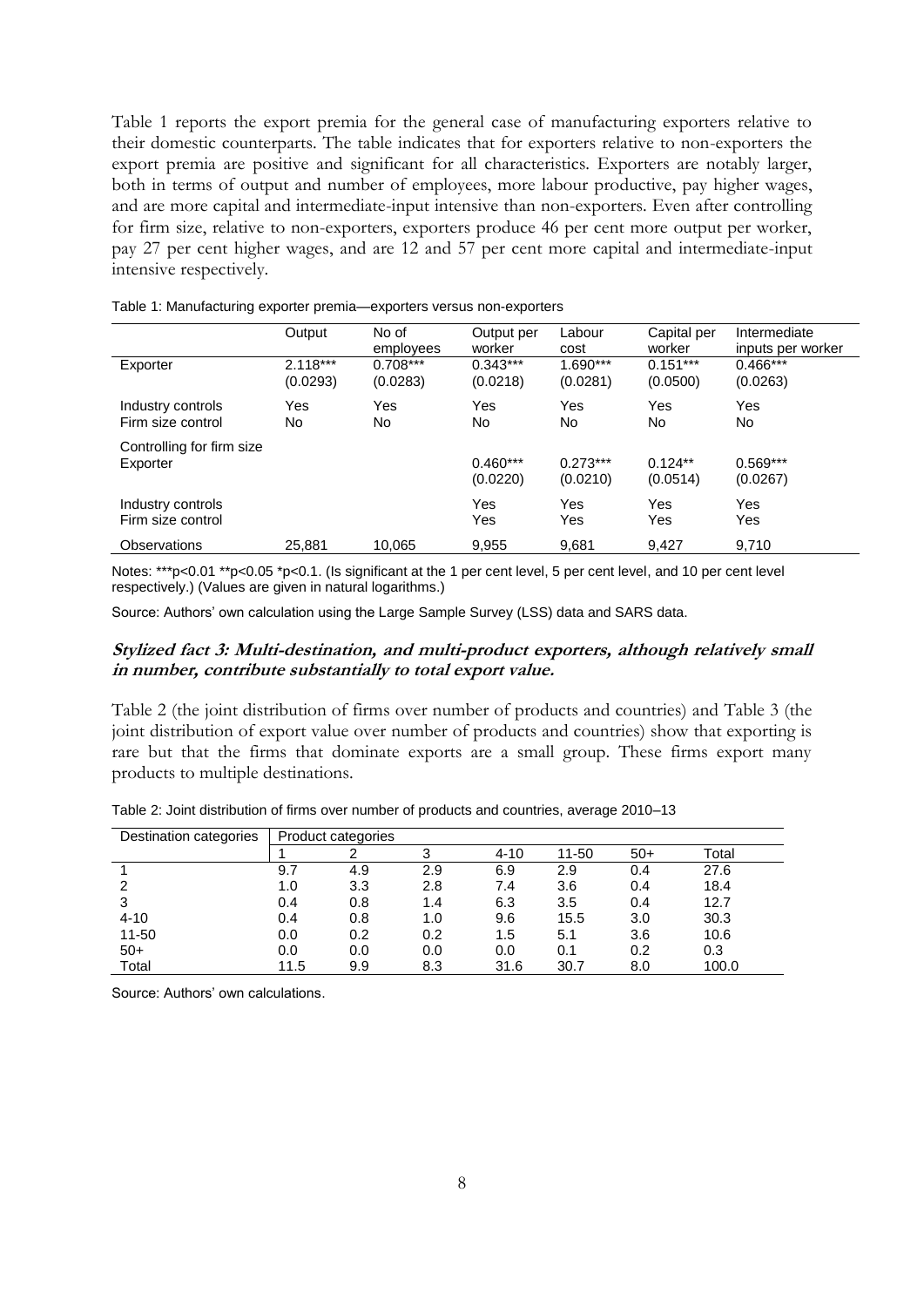Table 1 reports the export premia for the general case of manufacturing exporters relative to their domestic counterparts. The table indicates that for exporters relative to non-exporters the export premia are positive and significant for all characteristics. Exporters are notably larger, both in terms of output and number of employees, more labour productive, pay higher wages, and are more capital and intermediate-input intensive than non-exporters. Even after controlling for firm size, relative to non-exporters, exporters produce 46 per cent more output per worker, pay 27 per cent higher wages, and are 12 and 57 per cent more capital and intermediate-input intensive respectively.

Table 1: Manufacturing exporter premia—exporters versus non-exporters

| | Output | No of employees | Output per worker | Labour cost | Capital per worker | Intermediate inputs per worker |
|---|---|---|---|---|---|---|
| Exporter | 2.118*** | 0.708*** | 0.343*** | 1.690*** | 0.151*** | 0.466*** |
| | (0.0293) | (0.0283) | (0.0218) | (0.0281) | (0.0500) | (0.0263) |
| Industry controls | Yes | Yes | Yes | Yes | Yes | Yes |
| Firm size control | No | No | No | No | No | No |
| Controlling for firm size | | | | | | |
| Exporter | | | 0.460*** | 0.273*** | 0.124** | 0.569*** |
| | | | (0.0220) | (0.0210) | (0.0514) | (0.0267) |
| Industry controls | | | Yes | Yes | Yes | Yes |
| Firm size control | | | Yes | Yes | Yes | Yes |
| Observations | 25,881 | 10,065 | 9,955 | 9,681 | 9,427 | 9,710 |

Notes: ***p<0.01 **p<0.05 *p<0.1. (Is significant at the 1 per cent level, 5 per cent level, and 10 per cent level respectively.) (Values are given in natural logarithms.)

Source: Authors' own calculation using the Large Sample Survey (LSS) data and SARS data.

### *Stylized fact 3: Multi-destination, and multi-product exporters, although relatively small in number, contribute substantially to total export value.*

Table 2 (the joint distribution of firms over number of products and countries) and Table 3 (the joint distribution of export value over number of products and countries) show that exporting is rare but that the firms that dominate exports are a small group. These firms export many products to multiple destinations.

Table 2: Joint distribution of firms over number of products and countries, average 2010–13

| Destination categories | Product categories | | | | | | |
|---|---|---|---|---|---|---|---|
| | 1 | 2 | 3 | 4-10 | 11-50 | 50+ | Total |
| 1 | 9.7 | 4.9 | 2.9 | 6.9 | 2.9 | 0.4 | 27.6 |
| 2 | 1.0 | 3.3 | 2.8 | 7.4 | 3.6 | 0.4 | 18.4 |
| 3 | 0.4 | 0.8 | 1.4 | 6.3 | 3.5 | 0.4 | 12.7 |
| 4-10 | 0.4 | 0.8 | 1.0 | 9.6 | 15.5 | 3.0 | 30.3 |
| 11-50 | 0.0 | 0.2 | 0.2 | 1.5 | 5.1 | 3.6 | 10.6 |
| 50+ | 0.0 | 0.0 | 0.0 | 0.0 | 0.1 | 0.2 | 0.3 |
| Total | 11.5 | 9.9 | 8.3 | 31.6 | 30.7 | 8.0 | 100.0 |

Source: Authors' own calculations.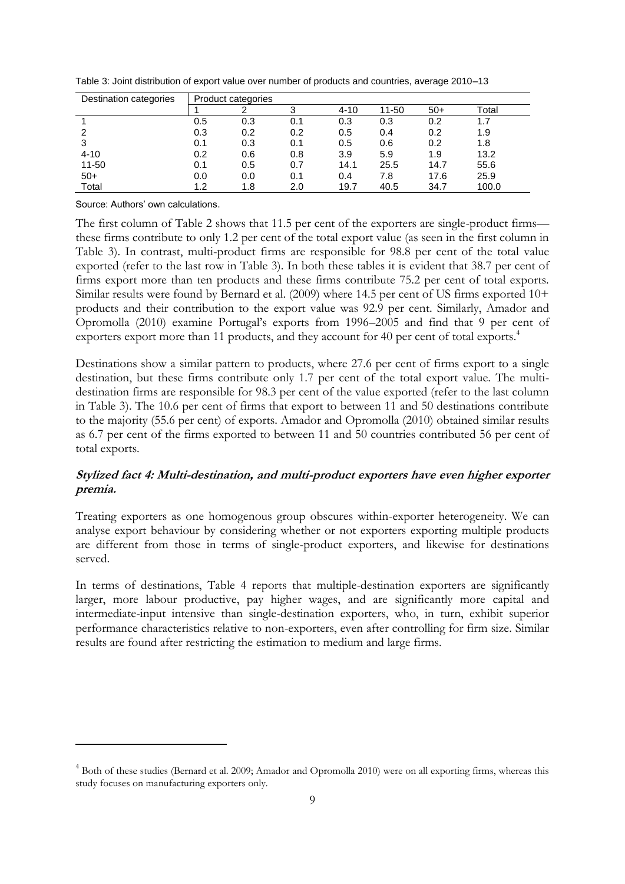Table 3: Joint distribution of export value over number of products and countries, average 2010–13

| Destination categories | Product categories | | | | | | |
|---|---|---|---|---|---|---|---|
| | 1 | 2 | 3 | 4-10 | 11-50 | 50+ | Total |
| 1 | 0.5 | 0.3 | 0.1 | 0.3 | 0.3 | 0.2 | 1.7 |
| 2 | 0.3 | 0.2 | 0.2 | 0.5 | 0.4 | 0.2 | 1.9 |
| 3 | 0.1 | 0.3 | 0.1 | 0.5 | 0.6 | 0.2 | 1.8 |
| 4-10 | 0.2 | 0.6 | 0.8 | 3.9 | 5.9 | 1.9 | 13.2 |
| 11-50 | 0.1 | 0.5 | 0.7 | 14.1 | 25.5 | 14.7 | 55.6 |
| 50+ | 0.0 | 0.0 | 0.1 | 0.4 | 7.8 | 17.6 | 25.9 |
| Total | 1.2 | 1.8 | 2.0 | 19.7 | 40.5 | 34.7 | 100.0 |

Source: Authors' own calculations.

The first column of Table 2 shows that 11.5 per cent of the exporters are single-product firms—these firms contribute to only 1.2 per cent of the total export value (as seen in the first column in Table 3). In contrast, multi-product firms are responsible for 98.8 per cent of the total value exported (refer to the last row in Table 3). In both these tables it is evident that 38.7 per cent of firms export more than ten products and these firms contribute 75.2 per cent of total exports. Similar results were found by Bernard et al. (2009) where 14.5 per cent of US firms exported 10+ products and their contribution to the export value was 92.9 per cent. Similarly, Amador and Opromolla (2010) examine Portugal's exports from 1996–2005 and find that 9 per cent of exporters export more than 11 products, and they account for 40 per cent of total exports.[4]

Destinations show a similar pattern to products, where 27.6 per cent of firms export to a single destination, but these firms contribute only 1.7 per cent of the total export value. The multi-destination firms are responsible for 98.3 per cent of the value exported (refer to the last column in Table 3). The 10.6 per cent of firms that export to between 11 and 50 destinations contribute to the majority (55.6 per cent) of exports. Amador and Opromolla (2010) obtained similar results as 6.7 per cent of the firms exported to between 11 and 50 countries contributed 56 per cent of total exports.

### ***Stylized fact 4: Multi-destination, and multi-product exporters have even higher exporter premia.***

Treating exporters as one homogenous group obscures within-exporter heterogeneity. We can analyse export behaviour by considering whether or not exporters exporting multiple products are different from those in terms of single-product exporters, and likewise for destinations served.

In terms of destinations, Table 4 reports that multiple-destination exporters are significantly larger, more labour productive, pay higher wages, and are significantly more capital and intermediate-input intensive than single-destination exporters, who, in turn, exhibit superior performance characteristics relative to non-exporters, even after controlling for firm size. Similar results are found after restricting the estimation to medium and large firms.

[4] Both of these studies (Bernard et al. 2009; Amador and Opromolla 2010) were on all exporting firms, whereas this study focuses on manufacturing exporters only.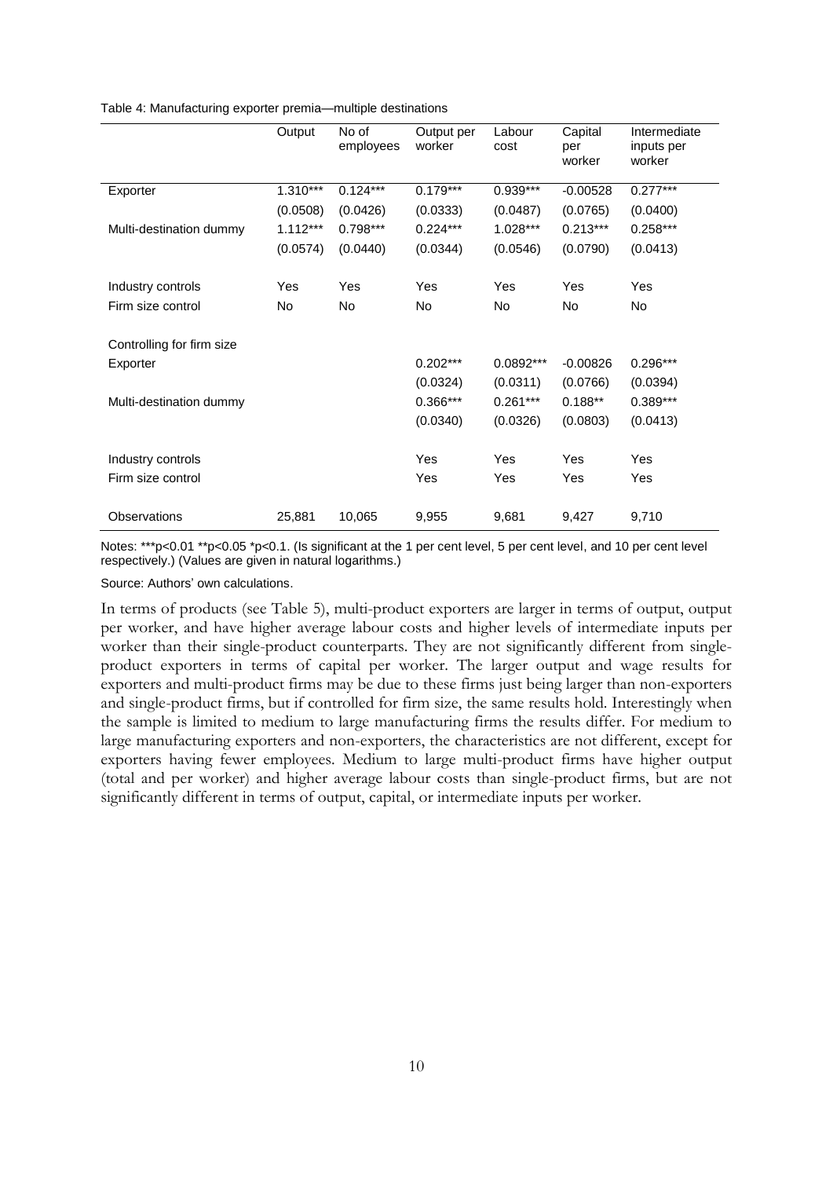Table 4: Manufacturing exporter premia—multiple destinations

| | Output | No of employees | Output per worker | Labour cost | Capital per worker | Intermediate inputs per worker |
|---|---|---|---|---|---|---|
| Exporter | 1.310*** | 0.124*** | 0.179*** | 0.939*** | -0.00528 | 0.277*** |
| | (0.0508) | (0.0426) | (0.0333) | (0.0487) | (0.0765) | (0.0400) |
| Multi-destination dummy | 1.112*** | 0.798*** | 0.224*** | 1.028*** | 0.213*** | 0.258*** |
| | (0.0574) | (0.0440) | (0.0344) | (0.0546) | (0.0790) | (0.0413) |
| Industry controls | Yes | Yes | Yes | Yes | Yes | Yes |
| Firm size control | No | No | No | No | No | No |
| Controlling for firm size | | | | | | |
| Exporter | | | 0.202*** | 0.0892*** | -0.00826 | 0.296*** |
| | | | (0.0324) | (0.0311) | (0.0766) | (0.0394) |
| Multi-destination dummy | | | 0.366*** | 0.261*** | 0.188** | 0.389*** |
| | | | (0.0340) | (0.0326) | (0.0803) | (0.0413) |
| Industry controls | | | Yes | Yes | Yes | Yes |
| Firm size control | | | Yes | Yes | Yes | Yes |
| Observations | 25,881 | 10,065 | 9,955 | 9,681 | 9,427 | 9,710 |

Notes: ***p<0.01 **p<0.05 *p<0.1. (Is significant at the 1 per cent level, 5 per cent level, and 10 per cent level respectively.) (Values are given in natural logarithms.)

Source: Authors' own calculations.

In terms of products (see Table 5), multi-product exporters are larger in terms of output, output per worker, and have higher average labour costs and higher levels of intermediate inputs per worker than their single-product counterparts. They are not significantly different from single-product exporters in terms of capital per worker. The larger output and wage results for exporters and multi-product firms may be due to these firms just being larger than non-exporters and single-product firms, but if controlled for firm size, the same results hold. Interestingly when the sample is limited to medium to large manufacturing firms the results differ. For medium to large manufacturing exporters and non-exporters, the characteristics are not different, except for exporters having fewer employees. Medium to large multi-product firms have higher output (total and per worker) and higher average labour costs than single-product firms, but are not significantly different in terms of output, capital, or intermediate inputs per worker.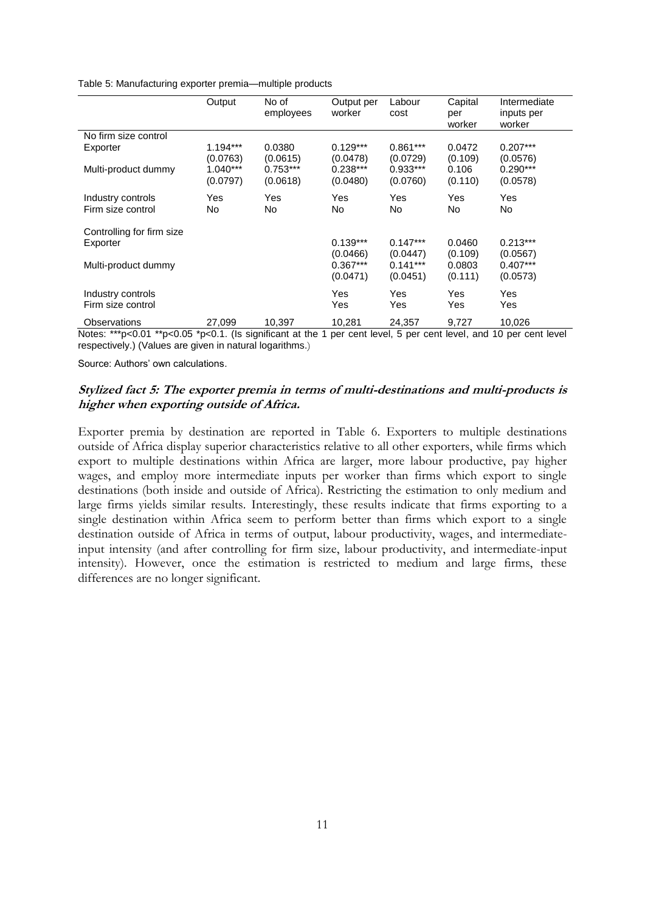Table 5: Manufacturing exporter premia—multiple products

| | Output | No of employees | Output per worker | Labour cost | Capital per worker | Intermediate inputs per worker |
|---|---|---|---|---|---|---|
| No firm size control | | | | | | |
| Exporter | 1.194*** | 0.0380 | 0.129*** | 0.861*** | 0.0472 | 0.207*** |
| | (0.0763) | (0.0615) | (0.0478) | (0.0729) | (0.109) | (0.0576) |
| Multi-product dummy | 1.040*** | 0.753*** | 0.238*** | 0.933*** | 0.106 | 0.290*** |
| | (0.0797) | (0.0618) | (0.0480) | (0.0760) | (0.110) | (0.0578) |
| Industry controls | Yes | Yes | Yes | Yes | Yes | Yes |
| Firm size control | No | No | No | No | No | No |
| Controlling for firm size | | | | | | |
| Exporter | | | 0.139*** | 0.147*** | 0.0460 | 0.213*** |
| | | | (0.0466) | (0.0447) | (0.109) | (0.0567) |
| Multi-product dummy | | | 0.367*** | 0.141*** | 0.0803 | 0.407*** |
| | | | (0.0471) | (0.0451) | (0.111) | (0.0573) |
| Industry controls | | | Yes | Yes | Yes | Yes |
| Firm size control | | | Yes | Yes | Yes | Yes |
| Observations | 27,099 | 10,397 | 10,281 | 24,357 | 9,727 | 10,026 |

Notes: ***p<0.01 **p<0.05 *p<0.1. (Is significant at the 1 per cent level, 5 per cent level, and 10 per cent level respectively.) (Values are given in natural logarithms.)

Source: Authors' own calculations.

***Stylized fact 5: The exporter premia in terms of multi-destinations and multi-products is higher when exporting outside of Africa.***

Exporter premia by destination are reported in Table 6. Exporters to multiple destinations outside of Africa display superior characteristics relative to all other exporters, while firms which export to multiple destinations within Africa are larger, more labour productive, pay higher wages, and employ more intermediate inputs per worker than firms which export to single destinations (both inside and outside of Africa). Restricting the estimation to only medium and large firms yields similar results. Interestingly, these results indicate that firms exporting to a single destination within Africa seem to perform better than firms which export to a single destination outside of Africa in terms of output, labour productivity, wages, and intermediate-input intensity (and after controlling for firm size, labour productivity, and intermediate-input intensity). However, once the estimation is restricted to medium and large firms, these differences are no longer significant.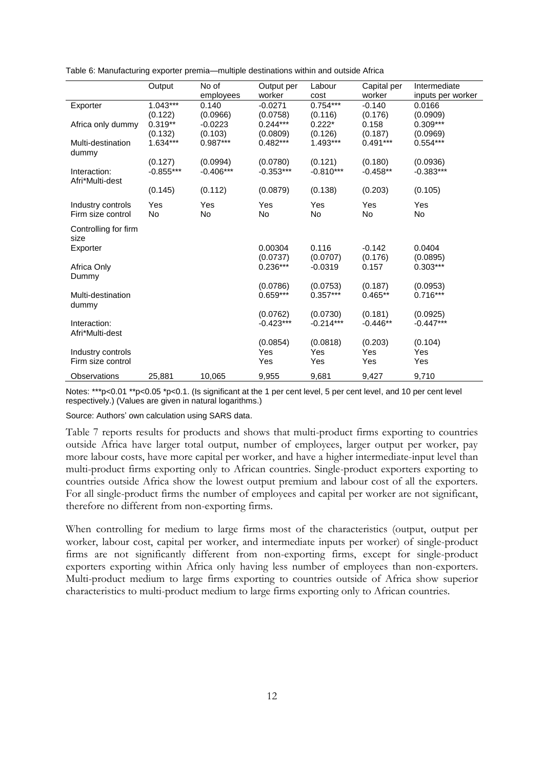Table 6: Manufacturing exporter premia—multiple destinations within and outside Africa

| | Output | No of employees | Output per worker | Labour cost | Capital per worker | Intermediate inputs per worker |
|---|---|---|---|---|---|---|
| Exporter | 1.043*** | 0.140 | -0.0271 | 0.754*** | -0.140 | 0.0166 |
| | (0.122) | (0.0966) | (0.0758) | (0.116) | (0.176) | (0.0909) |
| Africa only dummy | 0.319** | -0.0223 | 0.244*** | 0.222* | 0.158 | 0.309*** |
| | (0.132) | (0.103) | (0.0809) | (0.126) | (0.187) | (0.0969) |
| Multi-destination dummy | 1.634*** | 0.987*** | 0.482*** | 1.493*** | 0.491*** | 0.554*** |
| | (0.127) | (0.0994) | (0.0780) | (0.121) | (0.180) | (0.0936) |
| Interaction: Afri*Multi-dest | -0.855*** | -0.406*** | -0.353*** | -0.810*** | -0.458** | -0.383*** |
| | (0.145) | (0.112) | (0.0879) | (0.138) | (0.203) | (0.105) |
| Industry controls | Yes | Yes | Yes | Yes | Yes | Yes |
| Firm size control | No | No | No | No | No | No |
| Controlling for firm size | | | | | | |
| Exporter | | | 0.00304 | 0.116 | -0.142 | 0.0404 |
| | | | (0.0737) | (0.0707) | (0.176) | (0.0895) |
| Africa Only Dummy | | | 0.236*** | -0.0319 | 0.157 | 0.303*** |
| | | | (0.0786) | (0.0753) | (0.187) | (0.0953) |
| Multi-destination dummy | | | 0.659*** | 0.357*** | 0.465** | 0.716*** |
| | | | (0.0762) | (0.0730) | (0.181) | (0.0925) |
| Interaction: Afri*Multi-dest | | | -0.423*** | -0.214*** | -0.446** | -0.447*** |
| | | | (0.0854) | (0.0818) | (0.203) | (0.104) |
| Industry controls | | | Yes | Yes | Yes | Yes |
| Firm size control | | | Yes | Yes | Yes | Yes |
| Observations | 25,881 | 10,065 | 9,955 | 9,681 | 9,427 | 9,710 |

Notes: ***p<0.01 **p<0.05 *p<0.1. (Is significant at the 1 per cent level, 5 per cent level, and 10 per cent level respectively.) (Values are given in natural logarithms.)

Source: Authors' own calculation using SARS data.

Table 7 reports results for products and shows that multi-product firms exporting to countries outside Africa have larger total output, number of employees, larger output per worker, pay more labour costs, have more capital per worker, and have a higher intermediate-input level than multi-product firms exporting only to African countries. Single-product exporters exporting to countries outside Africa show the lowest output premium and labour cost of all the exporters. For all single-product firms the number of employees and capital per worker are not significant, therefore no different from non-exporting firms.

When controlling for medium to large firms most of the characteristics (output, output per worker, labour cost, capital per worker, and intermediate inputs per worker) of single-product firms are not significantly different from non-exporting firms, except for single-product exporters exporting within Africa only having less number of employees than non-exporters. Multi-product medium to large firms exporting to countries outside of Africa show superior characteristics to multi-product medium to large firms exporting only to African countries.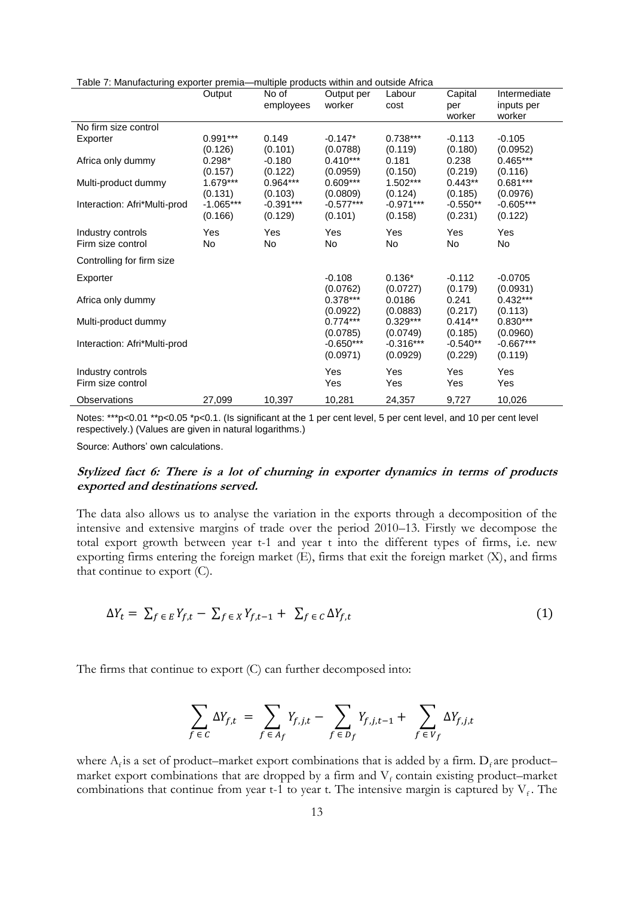Table 7: Manufacturing exporter premia—multiple products within and outside Africa

| | Output | No of employees | Output per worker | Labour cost | Capital per worker | Intermediate inputs per worker |
|---|---|---|---|---|---|---|
| No firm size control | | | | | | |
| Exporter | 0.991*** | 0.149 | -0.147* | 0.738*** | -0.113 | -0.105 |
| | (0.126) | (0.101) | (0.0788) | (0.119) | (0.180) | (0.0952) |
| Africa only dummy | 0.298* | -0.180 | 0.410*** | 0.181 | 0.238 | 0.465*** |
| | (0.157) | (0.122) | (0.0959) | (0.150) | (0.219) | (0.116) |
| Multi-product dummy | 1.679*** | 0.964*** | 0.609*** | 1.502*** | 0.443** | 0.681*** |
| | (0.131) | (0.103) | (0.0809) | (0.124) | (0.185) | (0.0976) |
| Interaction: Afri*Multi-prod | -1.065*** | -0.391*** | -0.577*** | -0.971*** | -0.550** | -0.605*** |
| | (0.166) | (0.129) | (0.101) | (0.158) | (0.231) | (0.122) |
| Industry controls | Yes | Yes | Yes | Yes | Yes | Yes |
| Firm size control | No | No | No | No | No | No |
| Controlling for firm size | | | | | | |
| Exporter | | | -0.108 | 0.136* | -0.112 | -0.0705 |
| | | | (0.0762) | (0.0727) | (0.179) | (0.0931) |
| Africa only dummy | | | 0.378*** | 0.0186 | 0.241 | 0.432*** |
| | | | (0.0922) | (0.0883) | (0.217) | (0.113) |
| Multi-product dummy | | | 0.774*** | 0.329*** | 0.414** | 0.830*** |
| | | | (0.0785) | (0.0749) | (0.185) | (0.0960) |
| Interaction: Afri*Multi-prod | | | -0.650*** | -0.316*** | -0.540** | -0.667*** |
| | | | (0.0971) | (0.0929) | (0.229) | (0.119) |
| Industry controls | | | Yes | Yes | Yes | Yes |
| Firm size control | | | Yes | Yes | Yes | Yes |
| Observations | 27,099 | 10,397 | 10,281 | 24,357 | 9,727 | 10,026 |

Notes: ***p<0.01 **p<0.05 *p<0.1. (Is significant at the 1 per cent level, 5 per cent level, and 10 per cent level respectively.) (Values are given in natural logarithms.)

Source: Authors' own calculations.

### *Stylized fact 6: There is a lot of churning in exporter dynamics in terms of products exported and destinations served.*

The data also allows us to analyse the variation in the exports through a decomposition of the intensive and extensive margins of trade over the period 2010–13. Firstly we decompose the total export growth between year t-1 and year t into the different types of firms, i.e. new exporting firms entering the foreign market (E), firms that exit the foreign market (X), and firms that continue to export (C).

$$\Delta Y_t = \sum_{f \in E} Y_{f,t} - \sum_{f \in X} Y_{f,t-1} + \sum_{f \in C} \Delta Y_{f,t} \tag{1}$$

The firms that continue to export (C) can further decomposed into:

$$\sum_{f \in C} \Delta Y_{f,t} = \sum_{f \in A_f} Y_{f,j,t} - \sum_{f \in D_f} Y_{f,j,t-1} + \sum_{f \in V_f} \Delta Y_{f,j,t}$$

where $A_f$ is a set of product–market export combinations that is added by a firm. $D_f$ are product–market export combinations that are dropped by a firm and $V_f$ contain existing product–market combinations that continue from year t-1 to year t. The intensive margin is captured by $V_f$. The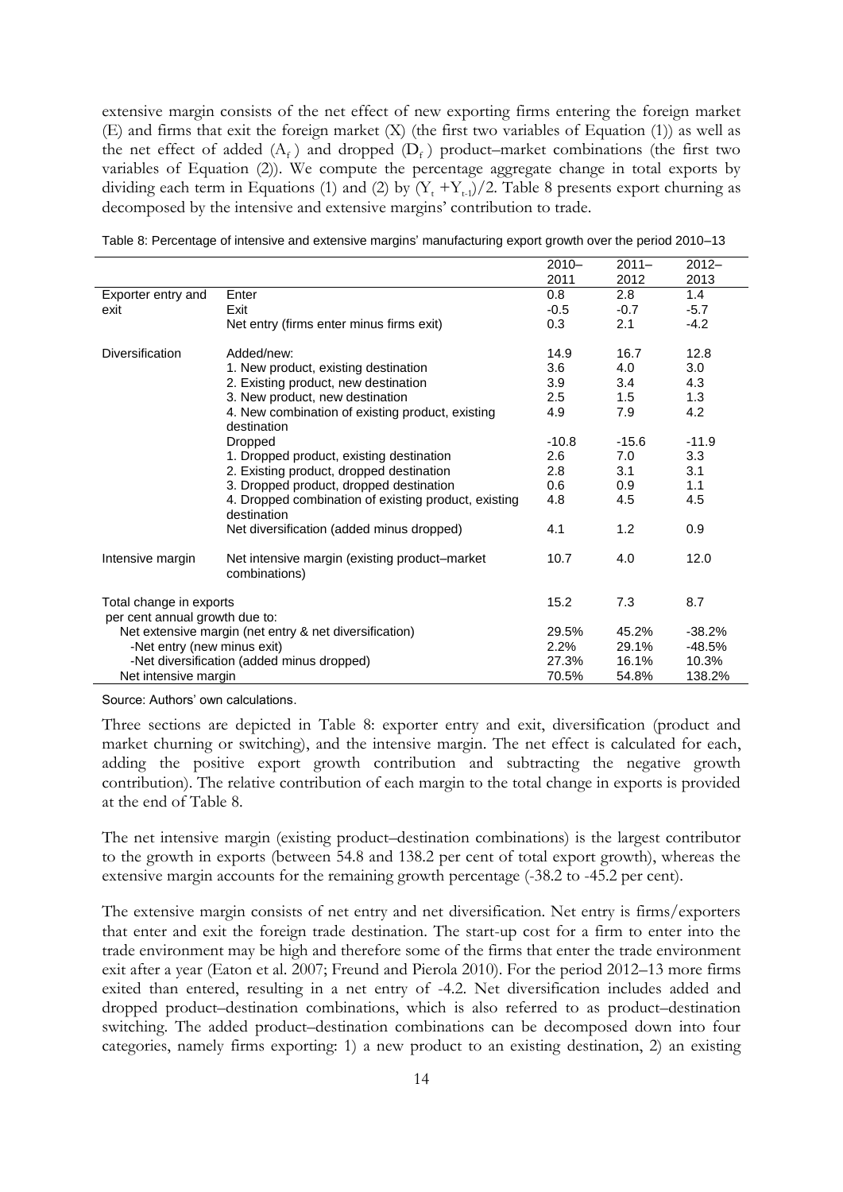extensive margin consists of the net effect of new exporting firms entering the foreign market (E) and firms that exit the foreign market (X) (the first two variables of Equation (1)) as well as the net effect of added ($A_f$) and dropped ($D_f$) product–market combinations (the first two variables of Equation (2)). We compute the percentage aggregate change in total exports by dividing each term in Equations (1) and (2) by $(Y_t + Y_{t-1})/2$. Table 8 presents export churning as decomposed by the intensive and extensive margins' contribution to trade.

Table 8: Percentage of intensive and extensive margins' manufacturing export growth over the period 2010–13

| | | 2010–2011 | 2011–2012 | 2012–2013 |
|---|---|---|---|---|
| Exporter entry and exit | Enter | 0.8 | 2.8 | 1.4 |
| | Exit | -0.5 | -0.7 | -5.7 |
| | Net entry (firms enter minus firms exit) | 0.3 | 2.1 | -4.2 |
| Diversification | Added/new: | 14.9 | 16.7 | 12.8 |
| | 1. New product, existing destination | 3.6 | 4.0 | 3.0 |
| | 2. Existing product, new destination | 3.9 | 3.4 | 4.3 |
| | 3. New product, new destination | 2.5 | 1.5 | 1.3 |
| | 4. New combination of existing product, existing destination | 4.9 | 7.9 | 4.2 |
| | Dropped | -10.8 | -15.6 | -11.9 |
| | 1. Dropped product, existing destination | 2.6 | 7.0 | 3.3 |
| | 2. Existing product, dropped destination | 2.8 | 3.1 | 3.1 |
| | 3. Dropped product, dropped destination | 0.6 | 0.9 | 1.1 |
| | 4. Dropped combination of existing product, existing destination | 4.8 | 4.5 | 4.5 |
| | Net diversification (added minus dropped) | 4.1 | 1.2 | 0.9 |
| Intensive margin | Net intensive margin (existing product–market combinations) | 10.7 | 4.0 | 12.0 |
| Total change in exports | | 15.2 | 7.3 | 8.7 |
| per cent annual growth due to: | | | | |
| Net extensive margin (net entry & net diversification) | | 29.5% | 45.2% | -38.2% |
| -Net entry (new minus exit) | | 2.2% | 29.1% | -48.5% |
| -Net diversification (added minus dropped) | | 27.3% | 16.1% | 10.3% |
| Net intensive margin | | 70.5% | 54.8% | 138.2% |

Source: Authors' own calculations.

Three sections are depicted in Table 8: exporter entry and exit, diversification (product and market churning or switching), and the intensive margin. The net effect is calculated for each, adding the positive export growth contribution and subtracting the negative growth contribution). The relative contribution of each margin to the total change in exports is provided at the end of Table 8.

The net intensive margin (existing product–destination combinations) is the largest contributor to the growth in exports (between 54.8 and 138.2 per cent of total export growth), whereas the extensive margin accounts for the remaining growth percentage (-38.2 to -45.2 per cent).

The extensive margin consists of net entry and net diversification. Net entry is firms/exporters that enter and exit the foreign trade destination. The start-up cost for a firm to enter into the trade environment may be high and therefore some of the firms that enter the trade environment exit after a year (Eaton et al. 2007; Freund and Pierola 2010). For the period 2012–13 more firms exited than entered, resulting in a net entry of -4.2. Net diversification includes added and dropped product–destination combinations, which is also referred to as product–destination switching. The added product–destination combinations can be decomposed down into four categories, namely firms exporting: 1) a new product to an existing destination, 2) an existing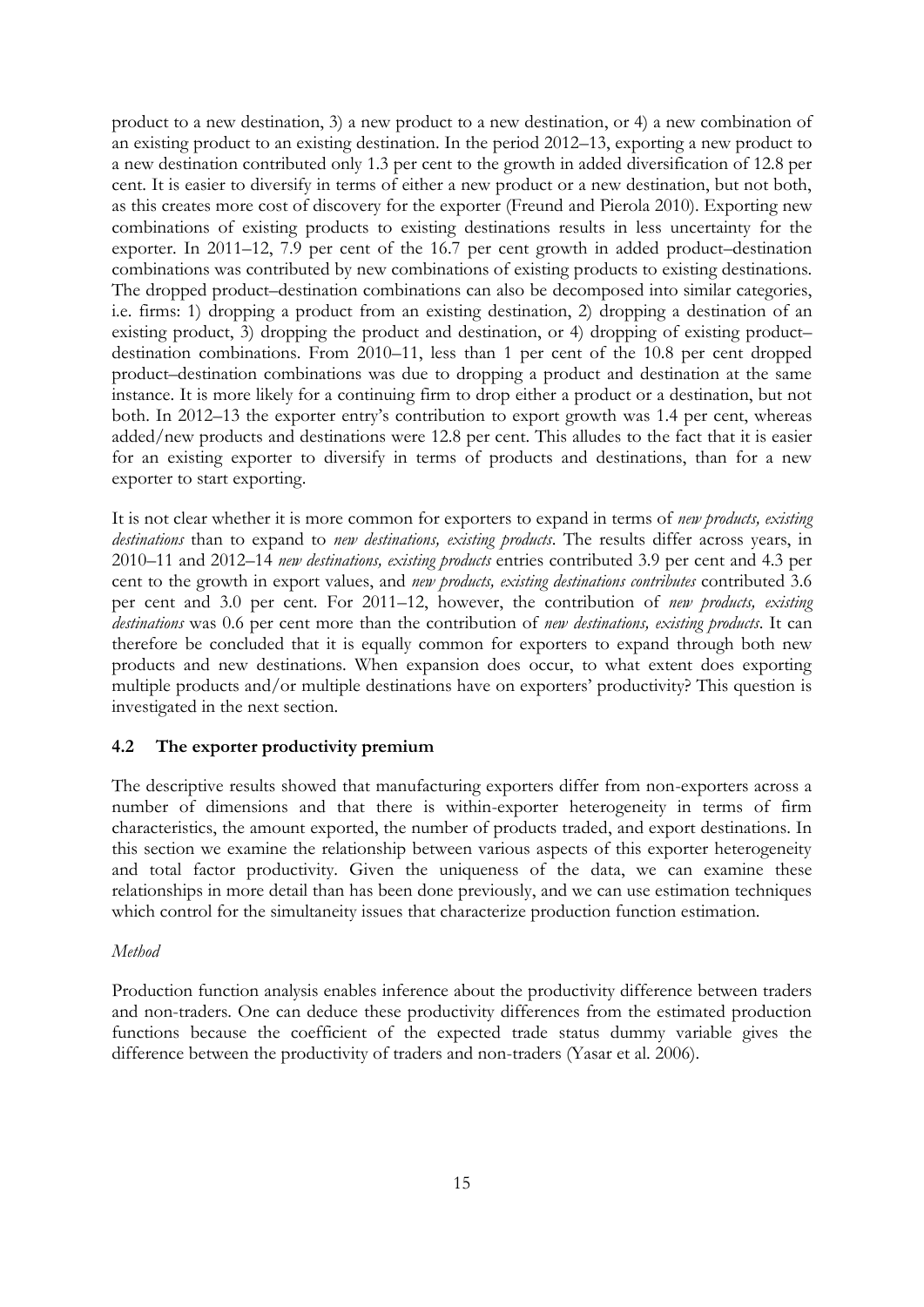product to a new destination, 3) a new product to a new destination, or 4) a new combination of an existing product to an existing destination. In the period 2012–13, exporting a new product to a new destination contributed only 1.3 per cent to the growth in added diversification of 12.8 per cent. It is easier to diversify in terms of either a new product or a new destination, but not both, as this creates more cost of discovery for the exporter (Freund and Pierola 2010). Exporting new combinations of existing products to existing destinations results in less uncertainty for the exporter. In 2011–12, 7.9 per cent of the 16.7 per cent growth in added product–destination combinations was contributed by new combinations of existing products to existing destinations. The dropped product–destination combinations can also be decomposed into similar categories, i.e. firms: 1) dropping a product from an existing destination, 2) dropping a destination of an existing product, 3) dropping the product and destination, or 4) dropping of existing product–destination combinations. From 2010–11, less than 1 per cent of the 10.8 per cent dropped product–destination combinations was due to dropping a product and destination at the same instance. It is more likely for a continuing firm to drop either a product or a destination, but not both. In 2012–13 the exporter entry's contribution to export growth was 1.4 per cent, whereas added/new products and destinations were 12.8 per cent. This alludes to the fact that it is easier for an existing exporter to diversify in terms of products and destinations, than for a new exporter to start exporting.

It is not clear whether it is more common for exporters to expand in terms of *new products, existing destinations* than to expand to *new destinations, existing products*. The results differ across years, in 2010–11 and 2012–14 *new destinations, existing products* entries contributed 3.9 per cent and 4.3 per cent to the growth in export values, and *new products, existing destinations contributes* contributed 3.6 per cent and 3.0 per cent. For 2011–12, however, the contribution of *new products, existing destinations* was 0.6 per cent more than the contribution of *new destinations, existing products*. It can therefore be concluded that it is equally common for exporters to expand through both new products and new destinations. When expansion does occur, to what extent does exporting multiple products and/or multiple destinations have on exporters' productivity? This question is investigated in the next section.

### 4.2 The exporter productivity premium

The descriptive results showed that manufacturing exporters differ from non-exporters across a number of dimensions and that there is within-exporter heterogeneity in terms of firm characteristics, the amount exported, the number of products traded, and export destinations. In this section we examine the relationship between various aspects of this exporter heterogeneity and total factor productivity. Given the uniqueness of the data, we can examine these relationships in more detail than has been done previously, and we can use estimation techniques which control for the simultaneity issues that characterize production function estimation.

*Method*

Production function analysis enables inference about the productivity difference between traders and non-traders. One can deduce these productivity differences from the estimated production functions because the coefficient of the expected trade status dummy variable gives the difference between the productivity of traders and non-traders (Yasar et al. 2006).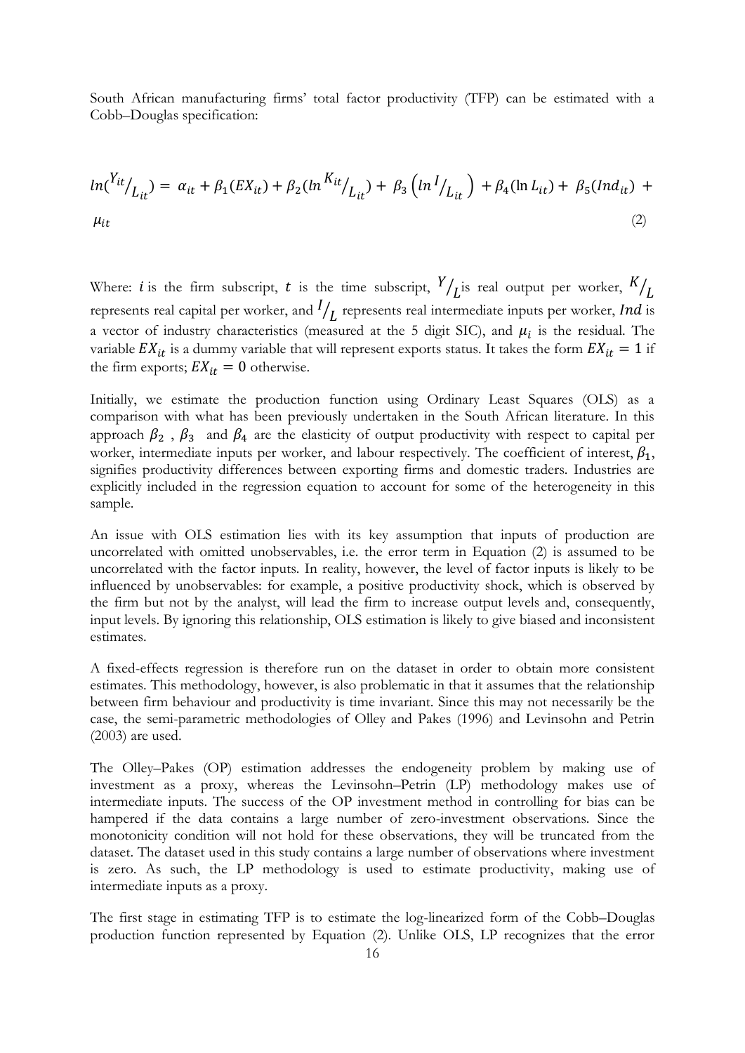South African manufacturing firms' total factor productivity (TFP) can be estimated with a Cobb–Douglas specification:

$$ln(^{Y_{it}}/_{L_{it}}) = \alpha_{it} + \beta_1(EX_{it}) + \beta_2(ln\,^{K_{it}}/_{L_{it}}) + \beta_3\left(ln\,^{I}/_{L_{it}}\right) + \beta_4(\ln L_{it}) + \beta_5(Ind_{it}) + \mu_{it} \qquad (2)$$

Where: $i$ is the firm subscript, $t$ is the time subscript, $^{Y}/_{L}$ is real output per worker, $^{K}/_{L}$ represents real capital per worker, and $^{I}/_{L}$ represents real intermediate inputs per worker, $Ind$ is a vector of industry characteristics (measured at the 5 digit SIC), and $\mu_i$ is the residual. The variable $EX_{it}$ is a dummy variable that will represent exports status. It takes the form $EX_{it} = 1$ if the firm exports; $EX_{it} = 0$ otherwise.

Initially, we estimate the production function using Ordinary Least Squares (OLS) as a comparison with what has been previously undertaken in the South African literature. In this approach $\beta_2$ , $\beta_3$ and $\beta_4$ are the elasticity of output productivity with respect to capital per worker, intermediate inputs per worker, and labour respectively. The coefficient of interest, $\beta_1$, signifies productivity differences between exporting firms and domestic traders. Industries are explicitly included in the regression equation to account for some of the heterogeneity in this sample.

An issue with OLS estimation lies with its key assumption that inputs of production are uncorrelated with omitted unobservables, i.e. the error term in Equation (2) is assumed to be uncorrelated with the factor inputs. In reality, however, the level of factor inputs is likely to be influenced by unobservables: for example, a positive productivity shock, which is observed by the firm but not by the analyst, will lead the firm to increase output levels and, consequently, input levels. By ignoring this relationship, OLS estimation is likely to give biased and inconsistent estimates.

A fixed-effects regression is therefore run on the dataset in order to obtain more consistent estimates. This methodology, however, is also problematic in that it assumes that the relationship between firm behaviour and productivity is time invariant. Since this may not necessarily be the case, the semi-parametric methodologies of Olley and Pakes (1996) and Levinsohn and Petrin (2003) are used.

The Olley–Pakes (OP) estimation addresses the endogeneity problem by making use of investment as a proxy, whereas the Levinsohn–Petrin (LP) methodology makes use of intermediate inputs. The success of the OP investment method in controlling for bias can be hampered if the data contains a large number of zero-investment observations. Since the monotonicity condition will not hold for these observations, they will be truncated from the dataset. The dataset used in this study contains a large number of observations where investment is zero. As such, the LP methodology is used to estimate productivity, making use of intermediate inputs as a proxy.

The first stage in estimating TFP is to estimate the log-linearized form of the Cobb–Douglas production function represented by Equation (2). Unlike OLS, LP recognizes that the error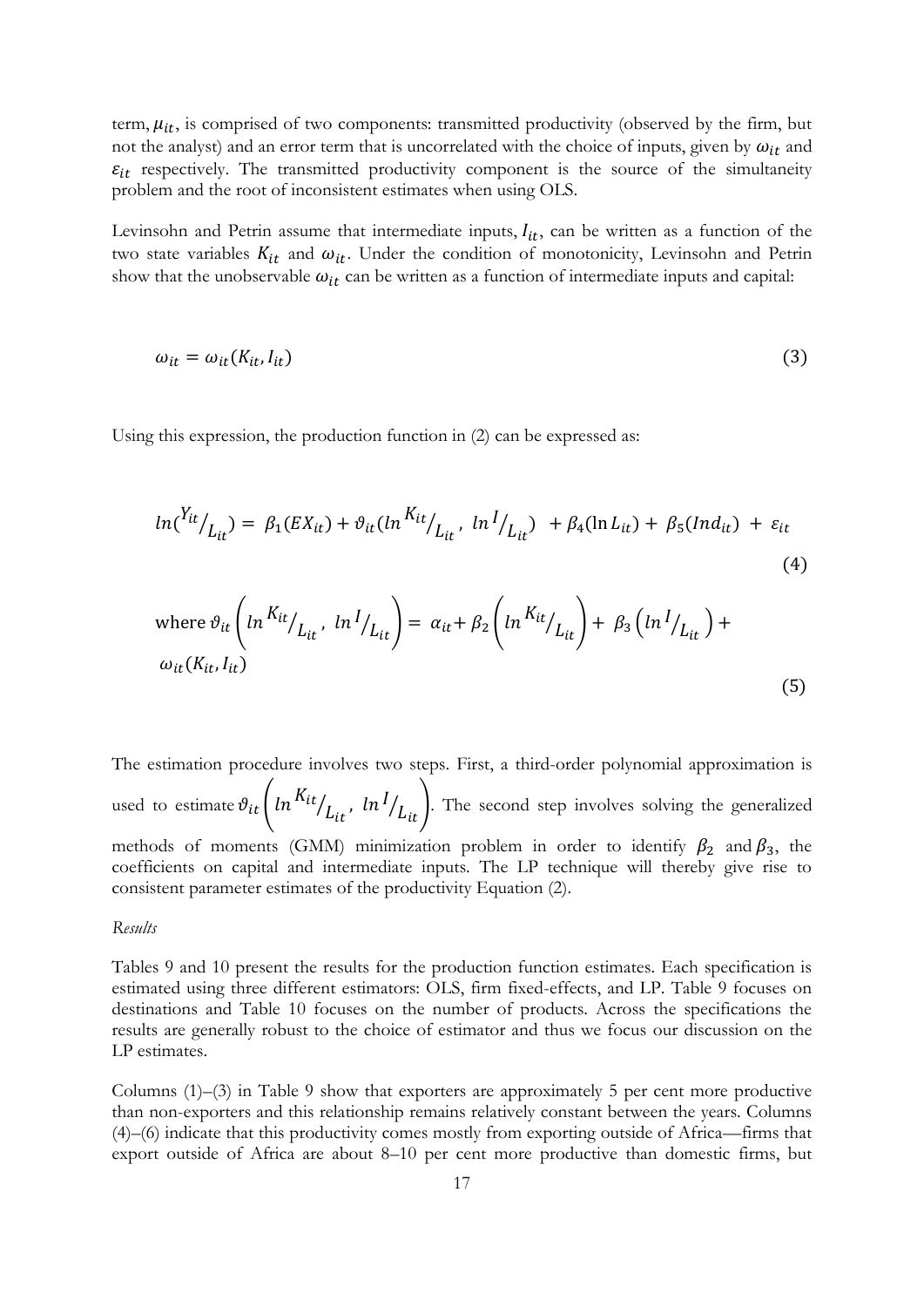term, $\mu_{it}$, is comprised of two components: transmitted productivity (observed by the firm, but not the analyst) and an error term that is uncorrelated with the choice of inputs, given by $\omega_{it}$ and $\varepsilon_{it}$ respectively. The transmitted productivity component is the source of the simultaneity problem and the root of inconsistent estimates when using OLS.

Levinsohn and Petrin assume that intermediate inputs, $I_{it}$, can be written as a function of the two state variables $K_{it}$ and $\omega_{it}$. Under the condition of monotonicity, Levinsohn and Petrin show that the unobservable $\omega_{it}$ can be written as a function of intermediate inputs and capital:

$$\omega_{it} = \omega_{it}(K_{it}, I_{it}) \tag{3}$$

Using this expression, the production function in (2) can be expressed as:

$$ln(^{Y_{it}}/_{L_{it}}) = \beta_1(EX_{it}) + \vartheta_{it}(ln^{K_{it}}/_{L_{it}},\ ln^{I}/_{L_{it}}) + \beta_4(\ln L_{it}) + \beta_5(Ind_{it}) + \varepsilon_{it} \tag{4}$$

$$\text{where } \vartheta_{it}\left(ln^{K_{it}}/_{L_{it}},\ ln^{I}/_{L_{it}}\right) = \alpha_{it} + \beta_2\left(ln^{K_{it}}/_{L_{it}}\right) + \beta_3\left(ln^{I}/_{L_{it}}\right) + \omega_{it}(K_{it}, I_{it}) \tag{5}$$

The estimation procedure involves two steps. First, a third-order polynomial approximation is used to estimate $\vartheta_{it}\left(ln^{K_{it}}/_{L_{it}},\ ln^{I}/_{L_{it}}\right)$. The second step involves solving the generalized methods of moments (GMM) minimization problem in order to identify $\beta_2$ and $\beta_3$, the coefficients on capital and intermediate inputs. The LP technique will thereby give rise to consistent parameter estimates of the productivity Equation (2).

*Results*

Tables 9 and 10 present the results for the production function estimates. Each specification is estimated using three different estimators: OLS, firm fixed-effects, and LP. Table 9 focuses on destinations and Table 10 focuses on the number of products. Across the specifications the results are generally robust to the choice of estimator and thus we focus our discussion on the LP estimates.

Columns (1)–(3) in Table 9 show that exporters are approximately 5 per cent more productive than non-exporters and this relationship remains relatively constant between the years. Columns (4)–(6) indicate that this productivity comes mostly from exporting outside of Africa—firms that export outside of Africa are about 8–10 per cent more productive than domestic firms, but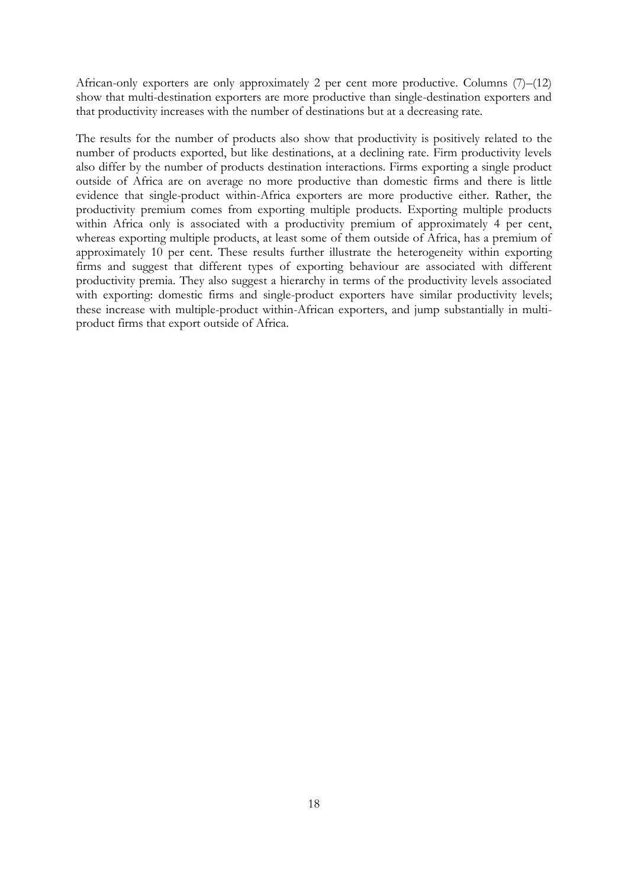African-only exporters are only approximately 2 per cent more productive. Columns (7)–(12) show that multi-destination exporters are more productive than single-destination exporters and that productivity increases with the number of destinations but at a decreasing rate.

The results for the number of products also show that productivity is positively related to the number of products exported, but like destinations, at a declining rate. Firm productivity levels also differ by the number of products destination interactions. Firms exporting a single product outside of Africa are on average no more productive than domestic firms and there is little evidence that single-product within-Africa exporters are more productive either. Rather, the productivity premium comes from exporting multiple products. Exporting multiple products within Africa only is associated with a productivity premium of approximately 4 per cent, whereas exporting multiple products, at least some of them outside of Africa, has a premium of approximately 10 per cent. These results further illustrate the heterogeneity within exporting firms and suggest that different types of exporting behaviour are associated with different productivity premia. They also suggest a hierarchy in terms of the productivity levels associated with exporting: domestic firms and single-product exporters have similar productivity levels; these increase with multiple-product within-African exporters, and jump substantially in multi-product firms that export outside of Africa.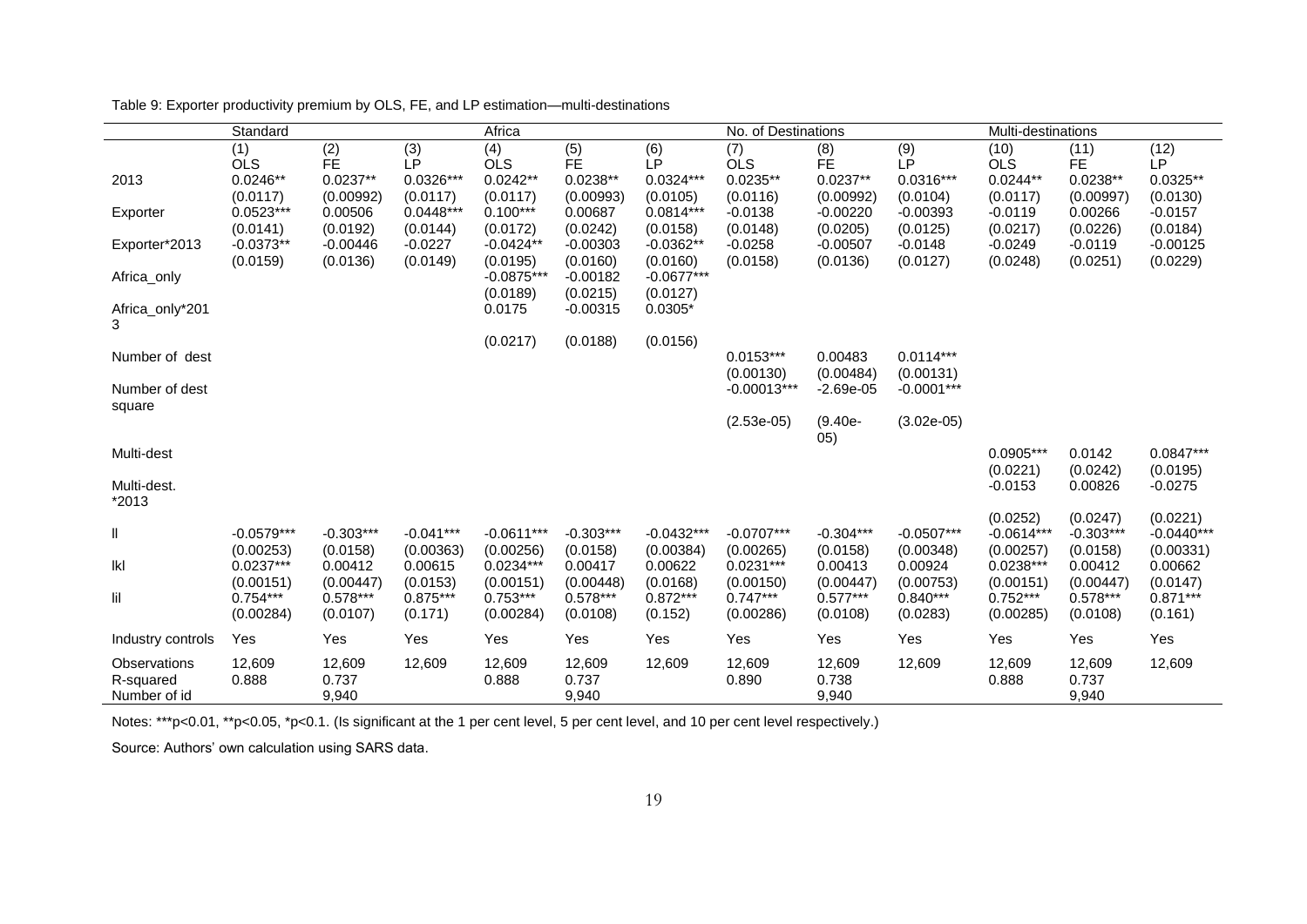Table 9: Exporter productivity premium by OLS, FE, and LP estimation—multi-destinations

| | Standard | | | Africa | | | No. of Destinations | | | Multi-destinations | | |
|---|---|---|---|---|---|---|---|---|---|---|---|---|
| | (1) OLS | (2) FE | (3) LP | (4) OLS | (5) FE | (6) LP | (7) OLS | (8) FE | (9) LP | (10) OLS | (11) FE | (12) LP |
| 2013 | 0.0246** | 0.0237** | 0.0326*** | 0.0242** | 0.0238** | 0.0324*** | 0.0235** | 0.0237** | 0.0316*** | 0.0244** | 0.0238** | 0.0325** |
| | (0.0117) | (0.00992) | (0.0117) | (0.0117) | (0.00993) | (0.0105) | (0.0116) | (0.00992) | (0.0104) | (0.0117) | (0.00997) | (0.0130) |
| Exporter | 0.0523*** | 0.00506 | 0.0448*** | 0.100*** | 0.00687 | 0.0814*** | -0.0138 | -0.00220 | -0.00393 | -0.0119 | 0.00266 | -0.0157 |
| | (0.0141) | (0.0192) | (0.0144) | (0.0172) | (0.0242) | (0.0158) | (0.0148) | (0.0205) | (0.0125) | (0.0217) | (0.0226) | (0.0184) |
| Exporter*2013 | -0.0373** | -0.00446 | -0.0227 | -0.0424** | -0.00303 | -0.0362** | -0.0258 | -0.00507 | -0.0148 | -0.0249 | -0.0119 | -0.00125 |
| | (0.0159) | (0.0136) | (0.0149) | (0.0195) | (0.0160) | (0.0160) | (0.0158) | (0.0136) | (0.0127) | (0.0248) | (0.0251) | (0.0229) |
| Africa_only | | | | -0.0875*** | -0.00182 | -0.0677*** | | | | | | |
| | | | | (0.0189) | (0.0215) | (0.0127) | | | | | | |
| Africa_only*2013 | | | | 0.0175 | -0.00315 | 0.0305* | | | | | | |
| | | | | (0.0217) | (0.0188) | (0.0156) | | | | | | |
| Number of dest | | | | | | | 0.0153*** | 0.00483 | 0.0114*** | | | |
| | | | | | | | (0.00130) | (0.00484) | (0.00131) | | | |
| Number of dest square | | | | | | | -0.00013*** | -2.69e-05 | -0.0001*** | | | |
| | | | | | | | (2.53e-05) | (9.40e-05) | (3.02e-05) | | | |
| Multi-dest | | | | | | | | | | 0.0905*** | 0.0142 | 0.0847*** |
| | | | | | | | | | | (0.0221) | (0.0242) | (0.0195) |
| Multi-dest. *2013 | | | | | | | | | | -0.0153 | 0.00826 | -0.0275 |
| | | | | | | | | | | (0.0252) | (0.0247) | (0.0221) |
| ll | -0.0579*** | -0.303*** | -0.041*** | -0.0611*** | -0.303*** | -0.0432*** | -0.0707*** | -0.304*** | -0.0507*** | -0.0614*** | -0.303*** | -0.0440*** |
| | (0.00253) | (0.0158) | (0.00363) | (0.00256) | (0.0158) | (0.00384) | (0.00265) | (0.0158) | (0.00348) | (0.00257) | (0.0158) | (0.00331) |
| lkl | 0.0237*** | 0.00412 | 0.00615 | 0.0234*** | 0.00417 | 0.00622 | 0.0231*** | 0.00413 | 0.00924 | 0.0238*** | 0.00412 | 0.00662 |
| | (0.00151) | (0.00447) | (0.0153) | (0.00151) | (0.00448) | (0.0168) | (0.00150) | (0.00447) | (0.00753) | (0.00151) | (0.00447) | (0.0147) |
| lil | 0.754*** | 0.578*** | 0.875*** | 0.753*** | 0.578*** | 0.872*** | 0.747*** | 0.577*** | 0.840*** | 0.752*** | 0.578*** | 0.871*** |
| | (0.00284) | (0.0107) | (0.171) | (0.00284) | (0.0108) | (0.152) | (0.00286) | (0.0108) | (0.0283) | (0.00285) | (0.0108) | (0.161) |
| Industry controls | Yes | Yes | Yes | Yes | Yes | Yes | Yes | Yes | Yes | Yes | Yes | Yes |
| Observations | 12,609 | 12,609 | 12,609 | 12,609 | 12,609 | 12,609 | 12,609 | 12,609 | 12,609 | 12,609 | 12,609 | 12,609 |
| R-squared | 0.888 | 0.737 | | 0.888 | 0.737 | | 0.890 | 0.738 | | 0.888 | 0.737 | |
| Number of id | | 9,940 | | | 9,940 | | | 9,940 | | | 9,940 | |

Notes: ***p<0.01, **p<0.05, *p<0.1. (Is significant at the 1 per cent level, 5 per cent level, and 10 per cent level respectively.)

Source: Authors' own calculation using SARS data.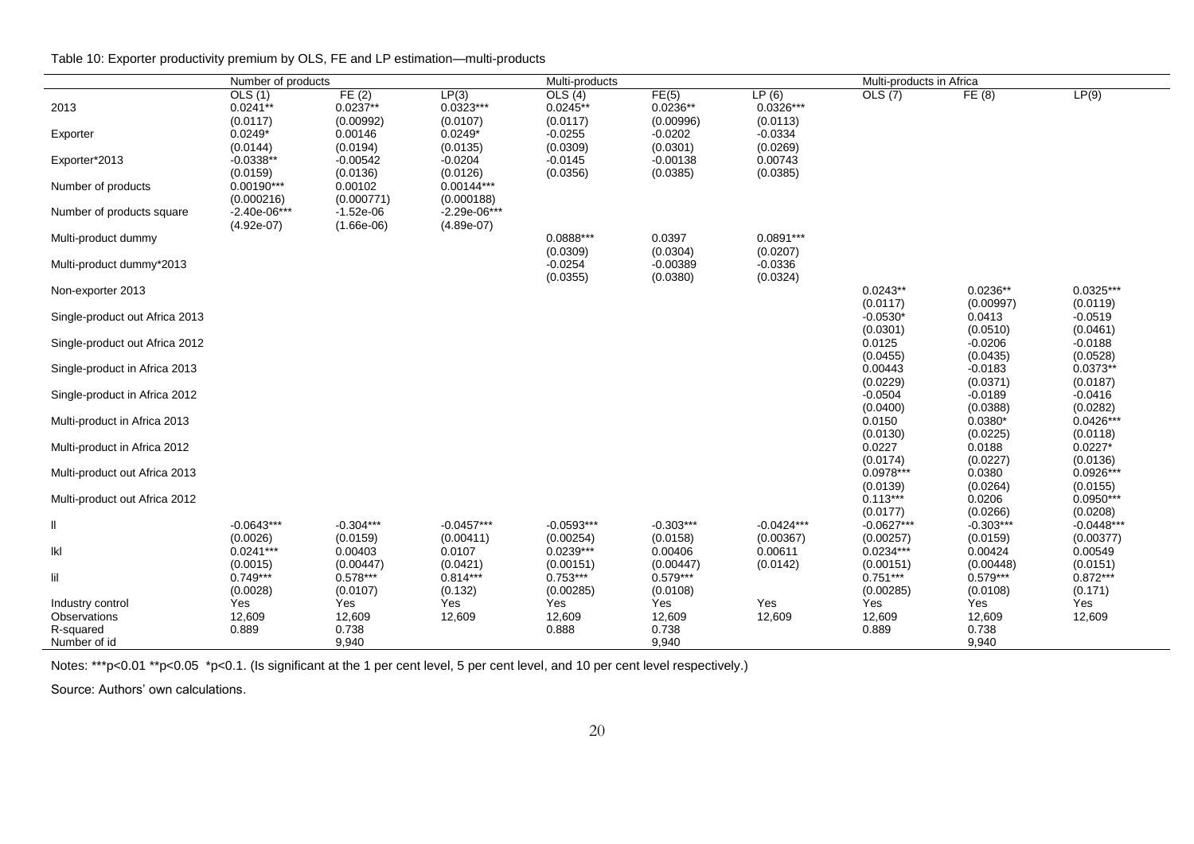Table 10: Exporter productivity premium by OLS, FE and LP estimation—multi-products

| | Number of products | | | Multi-products | | | Multi-products in Africa | | |
|---|---|---|---|---|---|---|---|---|---|
| | OLS (1) | FE (2) | LP(3) | OLS (4) | FE(5) | LP (6) | OLS (7) | FE (8) | LP(9) |
| 2013 | 0.0241** | 0.0237** | 0.0323*** | 0.0245** | 0.0236** | 0.0326*** | | | |
| | (0.0117) | (0.00992) | (0.0107) | (0.0117) | (0.00996) | (0.0113) | | | |
| Exporter | 0.0249* | 0.00146 | 0.0249* | -0.0255 | -0.0202 | -0.0334 | | | |
| | (0.0144) | (0.0194) | (0.0135) | (0.0309) | (0.0301) | (0.0269) | | | |
| Exporter*2013 | -0.0338** | -0.00542 | -0.0204 | -0.0145 | -0.00138 | 0.00743 | | | |
| | (0.0159) | (0.0136) | (0.0126) | (0.0356) | (0.0385) | (0.0385) | | | |
| Number of products | 0.00190*** | 0.00102 | 0.00144*** | | | | | | |
| | (0.000216) | (0.000771) | (0.000188) | | | | | | |
| Number of products square | -2.40e-06*** | -1.52e-06 | -2.29e-06*** | | | | | | |
| | (4.92e-07) | (1.66e-06) | (4.89e-07) | | | | | | |
| Multi-product dummy | | | | 0.0888*** | 0.0397 | 0.0891*** | | | |
| | | | | (0.0309) | (0.0304) | (0.0207) | | | |
| Multi-product dummy*2013 | | | | -0.0254 | -0.00389 | -0.0336 | | | |
| | | | | (0.0355) | (0.0380) | (0.0324) | | | |
| Non-exporter 2013 | | | | | | | 0.0243** | 0.0236** | 0.0325*** |
| | | | | | | | (0.0117) | (0.00997) | (0.0119) |
| Single-product out Africa 2013 | | | | | | | -0.0530* | 0.0413 | -0.0519 |
| | | | | | | | (0.0301) | (0.0510) | (0.0461) |
| Single-product out Africa 2012 | | | | | | | 0.0125 | -0.0206 | -0.0188 |
| | | | | | | | (0.0455) | (0.0435) | (0.0528) |
| Single-product in Africa 2013 | | | | | | | 0.00443 | -0.0183 | 0.0373** |
| | | | | | | | (0.0229) | (0.0371) | (0.0187) |
| Single-product in Africa 2012 | | | | | | | -0.0504 | -0.0189 | -0.0416 |
| | | | | | | | (0.0400) | (0.0388) | (0.0282) |
| Multi-product in Africa 2013 | | | | | | | 0.0150 | 0.0380* | 0.0426*** |
| | | | | | | | (0.0130) | (0.0225) | (0.0118) |
| Multi-product in Africa 2012 | | | | | | | 0.0227 | 0.0188 | 0.0227* |
| | | | | | | | (0.0174) | (0.0227) | (0.0136) |
| Multi-product out Africa 2013 | | | | | | | 0.0978*** | 0.0380 | 0.0926*** |
| | | | | | | | (0.0139) | (0.0264) | (0.0155) |
| Multi-product out Africa 2012 | | | | | | | 0.113*** | 0.0206 | 0.0950*** |
| | | | | | | | (0.0177) | (0.0266) | (0.0208) |
| ll | -0.0643*** | -0.304*** | -0.0457*** | -0.0593*** | -0.303*** | -0.0424*** | -0.0627*** | -0.303*** | -0.0448*** |
| | (0.0026) | (0.0159) | (0.00411) | (0.00254) | (0.0158) | (0.00367) | (0.00257) | (0.0159) | (0.00377) |
| lkl | 0.0241*** | 0.00403 | 0.0107 | 0.0239*** | 0.00406 | 0.00611 | 0.0234*** | 0.00424 | 0.00549 |
| | (0.0015) | (0.00447) | (0.0421) | (0.00151) | (0.00447) | (0.0142) | (0.00151) | (0.00448) | (0.0151) |
| lil | 0.749*** | 0.578*** | 0.814*** | 0.753*** | 0.579*** | | 0.751*** | 0.579*** | 0.872*** |
| | (0.0028) | (0.0107) | (0.132) | (0.00285) | (0.0108) | | (0.00285) | (0.0108) | (0.171) |
| Industry control | Yes | Yes | Yes | Yes | Yes | Yes | Yes | Yes | Yes |
| Observations | 12,609 | 12,609 | 12,609 | 12,609 | 12,609 | 12,609 | 12,609 | 12,609 | 12,609 |
| R-squared | 0.889 | 0.738 | | 0.888 | 0.738 | | 0.889 | 0.738 | |
| Number of id | | 9,940 | | | 9,940 | | | 9,940 | |

Notes: ***p<0.01 **p<0.05 *p<0.1. (Is significant at the 1 per cent level, 5 per cent level, and 10 per cent level respectively.)

Source: Authors' own calculations.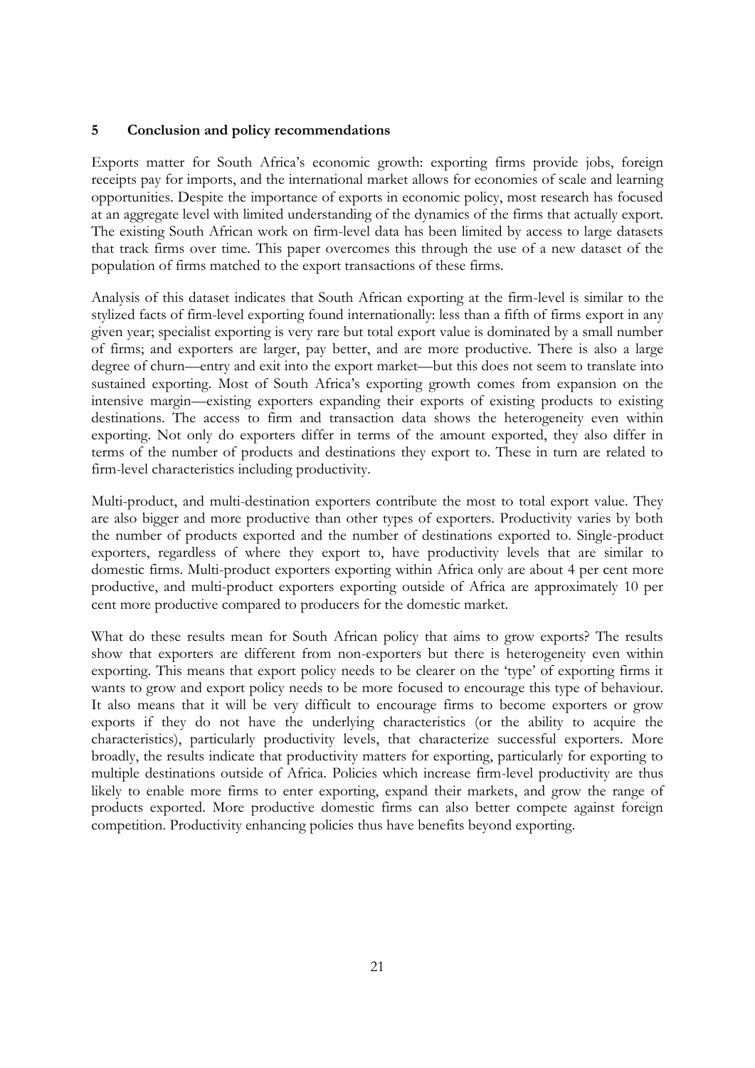## 5 Conclusion and policy recommendations

Exports matter for South Africa's economic growth: exporting firms provide jobs, foreign receipts pay for imports, and the international market allows for economies of scale and learning opportunities. Despite the importance of exports in economic policy, most research has focused at an aggregate level with limited understanding of the dynamics of the firms that actually export. The existing South African work on firm-level data has been limited by access to large datasets that track firms over time. This paper overcomes this through the use of a new dataset of the population of firms matched to the export transactions of these firms.

Analysis of this dataset indicates that South African exporting at the firm-level is similar to the stylized facts of firm-level exporting found internationally: less than a fifth of firms export in any given year; specialist exporting is very rare but total export value is dominated by a small number of firms; and exporters are larger, pay better, and are more productive. There is also a large degree of churn—entry and exit into the export market—but this does not seem to translate into sustained exporting. Most of South Africa's exporting growth comes from expansion on the intensive margin—existing exporters expanding their exports of existing products to existing destinations. The access to firm and transaction data shows the heterogeneity even within exporting. Not only do exporters differ in terms of the amount exported, they also differ in terms of the number of products and destinations they export to. These in turn are related to firm-level characteristics including productivity.

Multi-product, and multi-destination exporters contribute the most to total export value. They are also bigger and more productive than other types of exporters. Productivity varies by both the number of products exported and the number of destinations exported to. Single-product exporters, regardless of where they export to, have productivity levels that are similar to domestic firms. Multi-product exporters exporting within Africa only are about 4 per cent more productive, and multi-product exporters exporting outside of Africa are approximately 10 per cent more productive compared to producers for the domestic market.

What do these results mean for South African policy that aims to grow exports? The results show that exporters are different from non-exporters but there is heterogeneity even within exporting. This means that export policy needs to be clearer on the 'type' of exporting firms it wants to grow and export policy needs to be more focused to encourage this type of behaviour. It also means that it will be very difficult to encourage firms to become exporters or grow exports if they do not have the underlying characteristics (or the ability to acquire the characteristics), particularly productivity levels, that characterize successful exporters. More broadly, the results indicate that productivity matters for exporting, particularly for exporting to multiple destinations outside of Africa. Policies which increase firm-level productivity are thus likely to enable more firms to enter exporting, expand their markets, and grow the range of products exported. More productive domestic firms can also better compete against foreign competition. Productivity enhancing policies thus have benefits beyond exporting.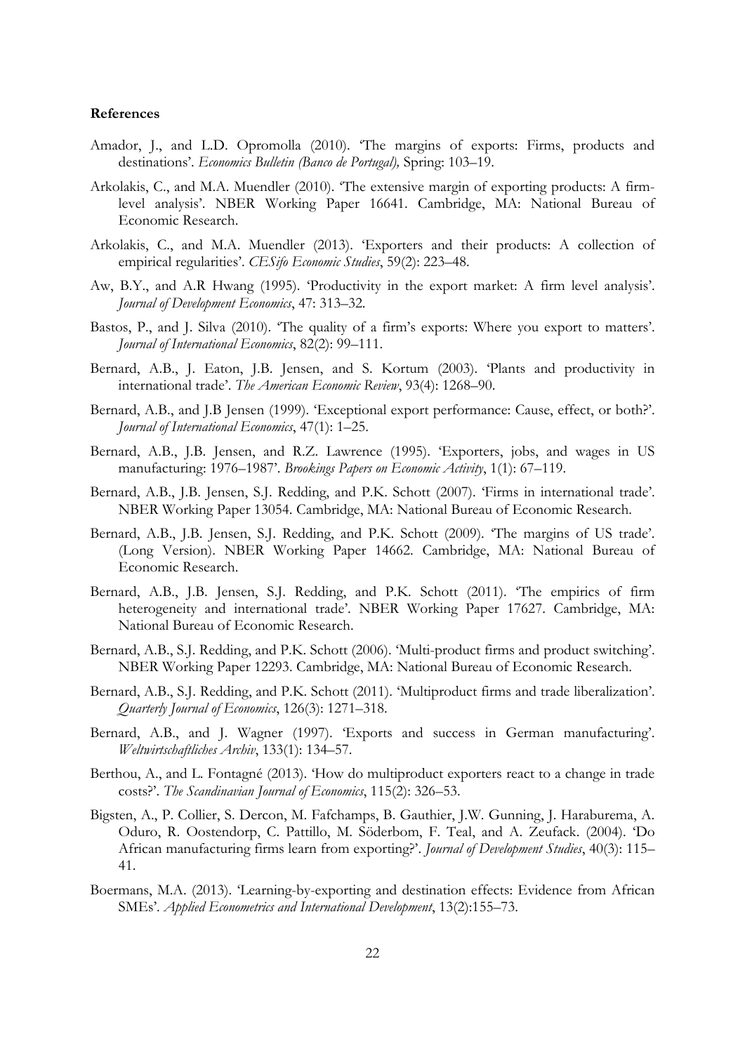**References**

Amador, J., and L.D. Opromolla (2010). 'The margins of exports: Firms, products and destinations'. *Economics Bulletin (Banco de Portugal),* Spring: 103–19.

Arkolakis, C., and M.A. Muendler (2010). 'The extensive margin of exporting products: A firm-level analysis'. NBER Working Paper 16641. Cambridge, MA: National Bureau of Economic Research.

Arkolakis, C., and M.A. Muendler (2013). 'Exporters and their products: A collection of empirical regularities'. *CESifo Economic Studies*, 59(2): 223–48.

Aw, B.Y., and A.R Hwang (1995). 'Productivity in the export market: A firm level analysis'. *Journal of Development Economics*, 47: 313–32.

Bastos, P., and J. Silva (2010). 'The quality of a firm's exports: Where you export to matters'. *Journal of International Economics*, 82(2): 99–111.

Bernard, A.B., J. Eaton, J.B. Jensen, and S. Kortum (2003). 'Plants and productivity in international trade'. *The American Economic Review*, 93(4): 1268–90.

Bernard, A.B., and J.B Jensen (1999). 'Exceptional export performance: Cause, effect, or both?'. *Journal of International Economics*, 47(1): 1–25.

Bernard, A.B., J.B. Jensen, and R.Z. Lawrence (1995). 'Exporters, jobs, and wages in US manufacturing: 1976–1987'. *Brookings Papers on Economic Activity*, 1(1): 67–119.

Bernard, A.B., J.B. Jensen, S.J. Redding, and P.K. Schott (2007). 'Firms in international trade'. NBER Working Paper 13054. Cambridge, MA: National Bureau of Economic Research.

Bernard, A.B., J.B. Jensen, S.J. Redding, and P.K. Schott (2009). 'The margins of US trade'. (Long Version). NBER Working Paper 14662. Cambridge, MA: National Bureau of Economic Research.

Bernard, A.B., J.B. Jensen, S.J. Redding, and P.K. Schott (2011). 'The empirics of firm heterogeneity and international trade'. NBER Working Paper 17627. Cambridge, MA: National Bureau of Economic Research.

Bernard, A.B., S.J. Redding, and P.K. Schott (2006). 'Multi-product firms and product switching'. NBER Working Paper 12293. Cambridge, MA: National Bureau of Economic Research.

Bernard, A.B., S.J. Redding, and P.K. Schott (2011). 'Multiproduct firms and trade liberalization'. *Quarterly Journal of Economics*, 126(3): 1271–318.

Bernard, A.B., and J. Wagner (1997). 'Exports and success in German manufacturing'. *Weltwirtschaftliches Archiv*, 133(1): 134–57.

Berthou, A., and L. Fontagné (2013). 'How do multiproduct exporters react to a change in trade costs?'. *The Scandinavian Journal of Economics*, 115(2): 326–53.

Bigsten, A., P. Collier, S. Dercon, M. Fafchamps, B. Gauthier, J.W. Gunning, J. Haraburema, A. Oduro, R. Oostendorp, C. Pattillo, M. Söderbom, F. Teal, and A. Zeufack. (2004). 'Do African manufacturing firms learn from exporting?'. *Journal of Development Studies*, 40(3): 115–41.

Boermans, M.A. (2013). 'Learning-by-exporting and destination effects: Evidence from African SMEs'. *Applied Econometrics and International Development*, 13(2):155–73.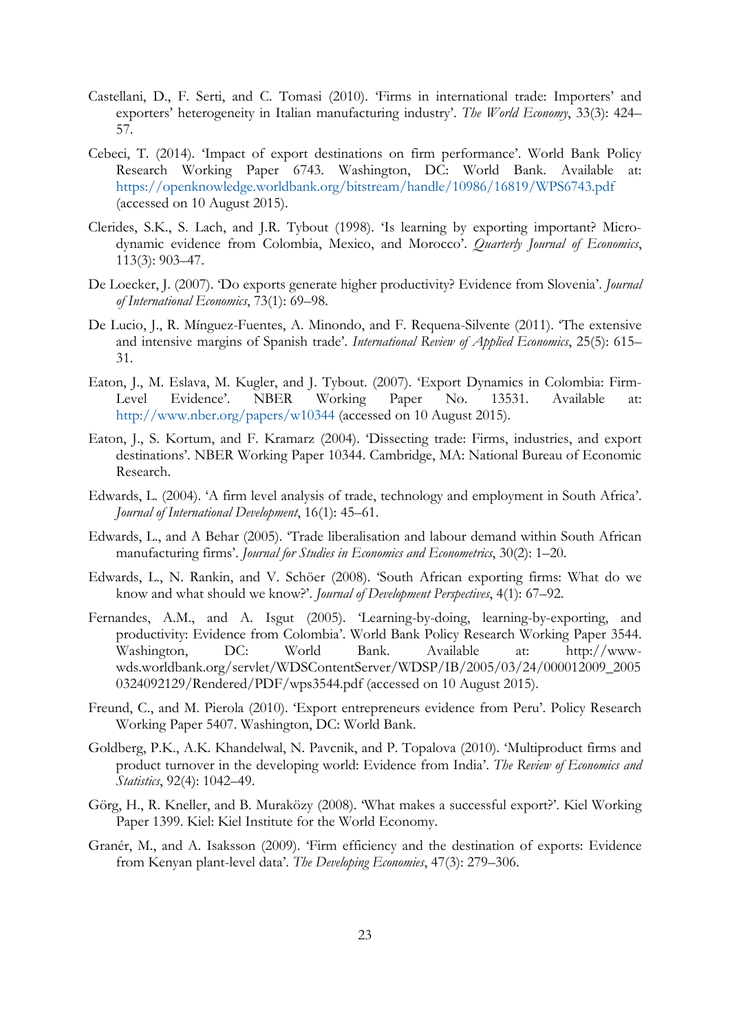Castellani, D., F. Serti, and C. Tomasi (2010). 'Firms in international trade: Importers' and exporters' heterogeneity in Italian manufacturing industry'. *The World Economy*, 33(3): 424–57.

Cebeci, T. (2014). 'Impact of export destinations on firm performance'. World Bank Policy Research Working Paper 6743. Washington, DC: World Bank. Available at: https://openknowledge.worldbank.org/bitstream/handle/10986/16819/WPS6743.pdf (accessed on 10 August 2015).

Clerides, S.K., S. Lach, and J.R. Tybout (1998). 'Is learning by exporting important? Micro-dynamic evidence from Colombia, Mexico, and Morocco'. *Quarterly Journal of Economics*, 113(3): 903–47.

De Loecker, J. (2007). 'Do exports generate higher productivity? Evidence from Slovenia'. *Journal of International Economics*, 73(1): 69–98.

De Lucio, J., R. Mínguez-Fuentes, A. Minondo, and F. Requena-Silvente (2011). 'The extensive and intensive margins of Spanish trade'. *International Review of Applied Economics*, 25(5): 615–31.

Eaton, J., M. Eslava, M. Kugler, and J. Tybout. (2007). 'Export Dynamics in Colombia: Firm-Level Evidence'. NBER Working Paper No. 13531. Available at: http://www.nber.org/papers/w10344 (accessed on 10 August 2015).

Eaton, J., S. Kortum, and F. Kramarz (2004). 'Dissecting trade: Firms, industries, and export destinations'. NBER Working Paper 10344. Cambridge, MA: National Bureau of Economic Research.

Edwards, L. (2004). 'A firm level analysis of trade, technology and employment in South Africa'. *Journal of International Development*, 16(1): 45–61.

Edwards, L., and A Behar (2005). 'Trade liberalisation and labour demand within South African manufacturing firms'. *Journal for Studies in Economics and Econometrics*, 30(2): 1–20.

Edwards, L., N. Rankin, and V. Schöer (2008). 'South African exporting firms: What do we know and what should we know?'. *Journal of Development Perspectives*, 4(1): 67–92.

Fernandes, A.M., and A. Isgut (2005). 'Learning-by-doing, learning-by-exporting, and productivity: Evidence from Colombia'. World Bank Policy Research Working Paper 3544. Washington, DC: World Bank. Available at: http://www-wds.worldbank.org/servlet/WDSContentServer/WDSP/IB/2005/03/24/000012009_20050324092129/Rendered/PDF/wps3544.pdf (accessed on 10 August 2015).

Freund, C., and M. Pierola (2010). 'Export entrepreneurs evidence from Peru'. Policy Research Working Paper 5407. Washington, DC: World Bank.

Goldberg, P.K., A.K. Khandelwal, N. Pavcnik, and P. Topalova (2010). 'Multiproduct firms and product turnover in the developing world: Evidence from India'. *The Review of Economics and Statistics*, 92(4): 1042–49.

Görg, H., R. Kneller, and B. Muraközy (2008). 'What makes a successful export?'. Kiel Working Paper 1399. Kiel: Kiel Institute for the World Economy.

Granér, M., and A. Isaksson (2009). 'Firm efficiency and the destination of exports: Evidence from Kenyan plant-level data'. *The Developing Economies*, 47(3): 279–306.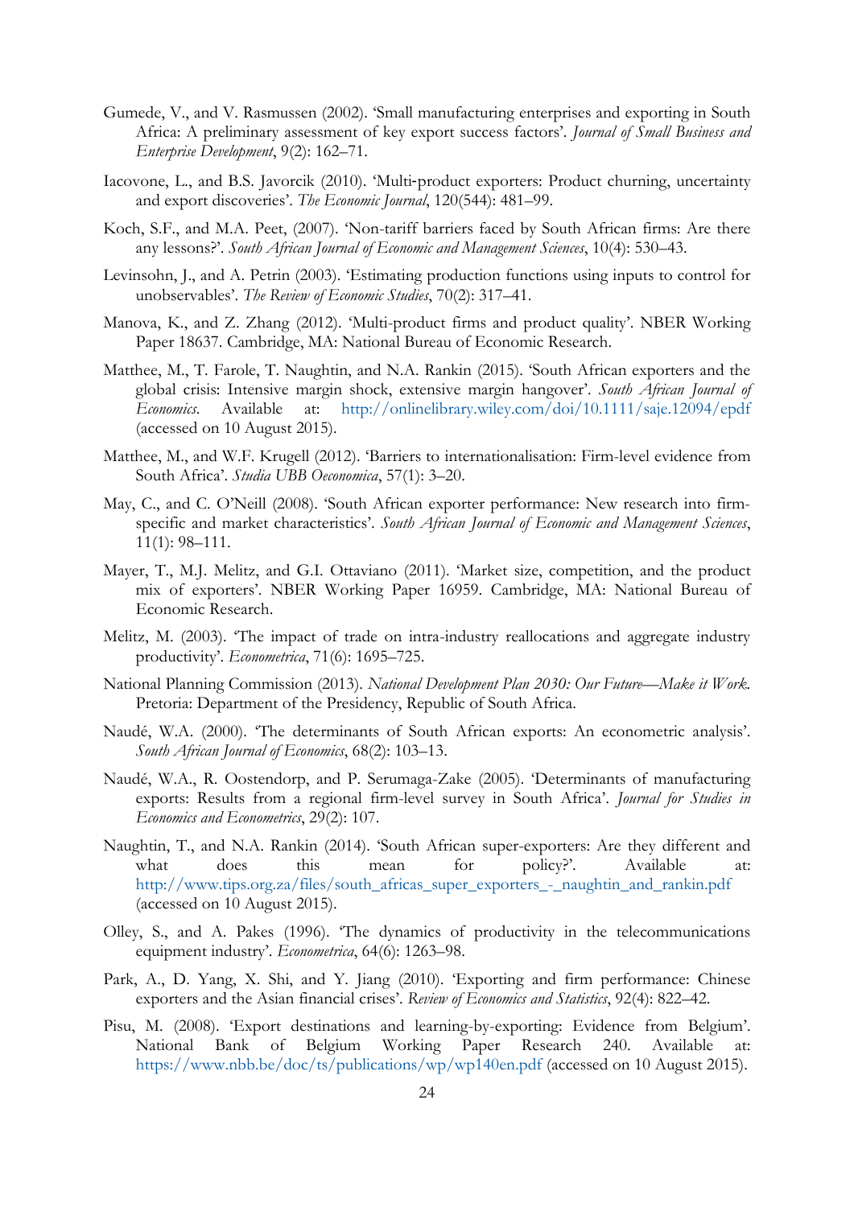Gumede, V., and V. Rasmussen (2002). 'Small manufacturing enterprises and exporting in South Africa: A preliminary assessment of key export success factors'. *Journal of Small Business and Enterprise Development*, 9(2): 162–71.

Iacovone, L., and B.S. Javorcik (2010). 'Multi-product exporters: Product churning, uncertainty and export discoveries'. *The Economic Journal*, 120(544): 481–99.

Koch, S.F., and M.A. Peet, (2007). 'Non-tariff barriers faced by South African firms: Are there any lessons?'. *South African Journal of Economic and Management Sciences*, 10(4): 530–43.

Levinsohn, J., and A. Petrin (2003). 'Estimating production functions using inputs to control for unobservables'. *The Review of Economic Studies*, 70(2): 317–41.

Manova, K., and Z. Zhang (2012). 'Multi-product firms and product quality'. NBER Working Paper 18637. Cambridge, MA: National Bureau of Economic Research.

Matthee, M., T. Farole, T. Naughtin, and N.A. Rankin (2015). 'South African exporters and the global crisis: Intensive margin shock, extensive margin hangover'. *South African Journal of Economics*. Available at: http://onlinelibrary.wiley.com/doi/10.1111/saje.12094/epdf (accessed on 10 August 2015).

Matthee, M., and W.F. Krugell (2012). 'Barriers to internationalisation: Firm-level evidence from South Africa'. *Studia UBB Oeconomica*, 57(1): 3–20.

May, C., and C. O'Neill (2008). 'South African exporter performance: New research into firm-specific and market characteristics'. *South African Journal of Economic and Management Sciences*, 11(1): 98–111.

Mayer, T., M.J. Melitz, and G.I. Ottaviano (2011). 'Market size, competition, and the product mix of exporters'. NBER Working Paper 16959. Cambridge, MA: National Bureau of Economic Research.

Melitz, M. (2003). 'The impact of trade on intra-industry reallocations and aggregate industry productivity'. *Econometrica*, 71(6): 1695–725.

National Planning Commission (2013). *National Development Plan 2030: Our Future—Make it Work*. Pretoria: Department of the Presidency, Republic of South Africa.

Naudé, W.A. (2000). 'The determinants of South African exports: An econometric analysis'. *South African Journal of Economics*, 68(2): 103–13.

Naudé, W.A., R. Oostendorp, and P. Serumaga-Zake (2005). 'Determinants of manufacturing exports: Results from a regional firm-level survey in South Africa'. *Journal for Studies in Economics and Econometrics*, 29(2): 107.

Naughtin, T., and N.A. Rankin (2014). 'South African super-exporters: Are they different and what does this mean for policy?'. Available at: http://www.tips.org.za/files/south_africas_super_exporters_-_naughtin_and_rankin.pdf (accessed on 10 August 2015).

Olley, S., and A. Pakes (1996). 'The dynamics of productivity in the telecommunications equipment industry'. *Econometrica*, 64(6): 1263–98.

Park, A., D. Yang, X. Shi, and Y. Jiang (2010). 'Exporting and firm performance: Chinese exporters and the Asian financial crises'. *Review of Economics and Statistics*, 92(4): 822–42.

Pisu, M. (2008). 'Export destinations and learning-by-exporting: Evidence from Belgium'. National Bank of Belgium Working Paper Research 240. Available at: https://www.nbb.be/doc/ts/publications/wp/wp140en.pdf (accessed on 10 August 2015).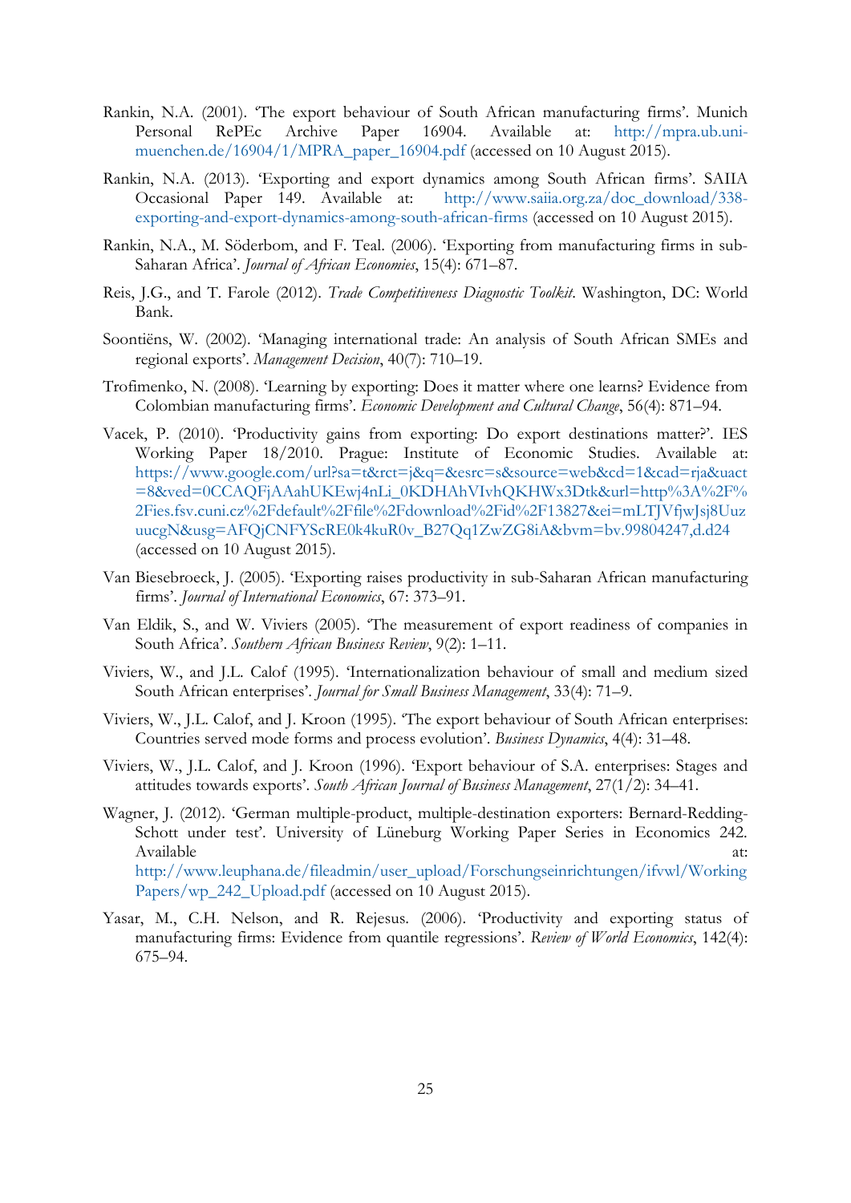Rankin, N.A. (2001). 'The export behaviour of South African manufacturing firms'. Munich Personal RePEc Archive Paper 16904. Available at: http://mpra.ub.uni-muenchen.de/16904/1/MPRA_paper_16904.pdf (accessed on 10 August 2015).

Rankin, N.A. (2013). 'Exporting and export dynamics among South African firms'. SAIIA Occasional Paper 149. Available at: http://www.saiia.org.za/doc_download/338-exporting-and-export-dynamics-among-south-african-firms (accessed on 10 August 2015).

Rankin, N.A., M. Söderbom, and F. Teal. (2006). 'Exporting from manufacturing firms in sub-Saharan Africa'. *Journal of African Economies*, 15(4): 671–87.

Reis, J.G., and T. Farole (2012). *Trade Competitiveness Diagnostic Toolkit*. Washington, DC: World Bank.

Soontiëns, W. (2002). 'Managing international trade: An analysis of South African SMEs and regional exports'. *Management Decision*, 40(7): 710–19.

Trofimenko, N. (2008). 'Learning by exporting: Does it matter where one learns? Evidence from Colombian manufacturing firms'. *Economic Development and Cultural Change*, 56(4): 871–94.

Vacek, P. (2010). 'Productivity gains from exporting: Do export destinations matter?'. IES Working Paper 18/2010. Prague: Institute of Economic Studies. Available at: https://www.google.com/url?sa=t&rct=j&q=&esrc=s&source=web&cd=1&cad=rja&uact=8&ved=0CCAQFjAAahUKEwj4nLi_0KDHAhVIvhQKHWx3Dtk&url=http%3A%2F%2Fies.fsv.cuni.cz%2Fdefault%2Ffile%2Fdownload%2Fid%2F13827&ei=mLTJVfjwJsj8UuzuucgN&usg=AFQjCNFYScRE0k4kuR0v_B27Qq1ZwZG8iA&bvm=bv.99804247,d.d24 (accessed on 10 August 2015).

Van Biesebroeck, J. (2005). 'Exporting raises productivity in sub-Saharan African manufacturing firms'. *Journal of International Economics*, 67: 373–91.

Van Eldik, S., and W. Viviers (2005). 'The measurement of export readiness of companies in South Africa'. *Southern African Business Review*, 9(2): 1–11.

Viviers, W., and J.L. Calof (1995). 'Internationalization behaviour of small and medium sized South African enterprises'. *Journal for Small Business Management*, 33(4): 71–9.

Viviers, W., J.L. Calof, and J. Kroon (1995). 'The export behaviour of South African enterprises: Countries served mode forms and process evolution'. *Business Dynamics*, 4(4): 31–48.

Viviers, W., J.L. Calof, and J. Kroon (1996). 'Export behaviour of S.A. enterprises: Stages and attitudes towards exports'. *South African Journal of Business Management*, 27(1/2): 34–41.

Wagner, J. (2012). 'German multiple-product, multiple-destination exporters: Bernard-Redding-Schott under test'. University of Lüneburg Working Paper Series in Economics 242. Available at: http://www.leuphana.de/fileadmin/user_upload/Forschungseinrichtungen/ifvwl/WorkingPapers/wp_242_Upload.pdf (accessed on 10 August 2015).

Yasar, M., C.H. Nelson, and R. Rejesus. (2006). 'Productivity and exporting status of manufacturing firms: Evidence from quantile regressions'. *Review of World Economics*, 142(4): 675–94.